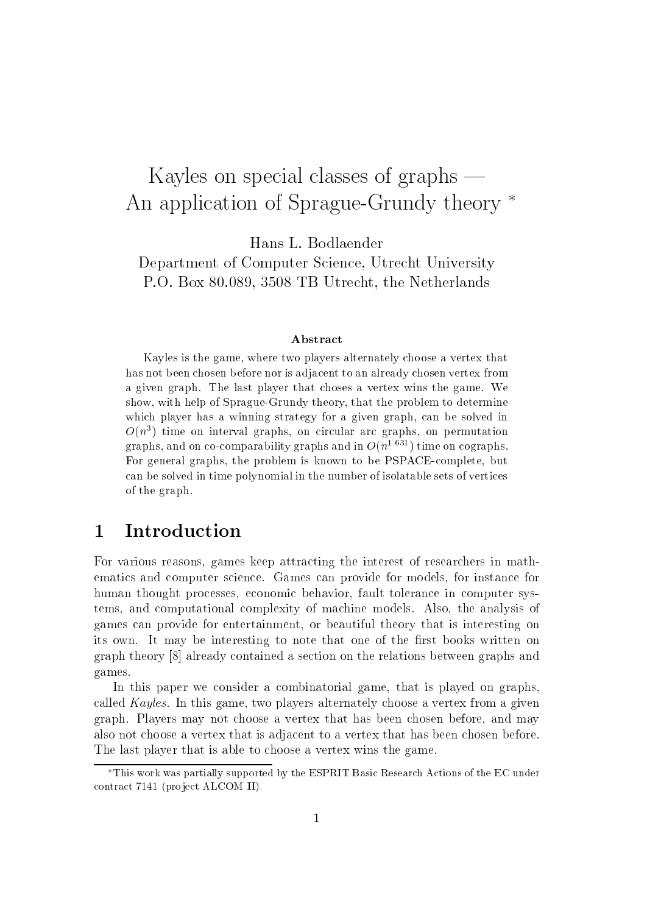# Kayles on special classes of graphs — An application of Sprague-Grundy theory *

Hans L. Bodlaender

Department of Computer Science, Utrecht University
P.O. Box 80.089, 3508 TB Utrecht, the Netherlands

### Abstract

Kayles is the game, where two players alternately choose a vertex that has not been chosen before nor is adjacent to an already chosen vertex from a given graph. The last player that choses a vertex wins the game. We show, with help of Sprague-Grundy theory, that the problem to determine which player has a winning strategy for a given graph, can be solved in $O(n^3)$ time on interval graphs, on circular arc graphs, on permutation graphs, and on co-comparability graphs and in $O(n^{1.631})$ time on cographs. For general graphs, the problem is known to be PSPACE-complete, but can be solved in time polynomial in the number of isolatable sets of vertices of the graph.

## 1 Introduction

For various reasons, games keep attracting the interest of researchers in mathematics and computer science. Games can provide for models, for instance for human thought processes, economic behavior, fault tolerance in computer systems, and computational complexity of machine models. Also, the analysis of games can provide for entertainment, or beautiful theory that is interesting on its own. It may be interesting to note that one of the first books written on graph theory [8] already contained a section on the relations between graphs and games.

In this paper we consider a combinatorial game, that is played on graphs, called *Kayles*. In this game, two players alternately choose a vertex from a given graph. Players may not choose a vertex that has been chosen before, and may also not choose a vertex that is adjacent to a vertex that has been chosen before. The last player that is able to choose a vertex wins the game.

*This work was partially supported by the ESPRIT Basic Research Actions of the EC under contract 7141 (project ALCOM II).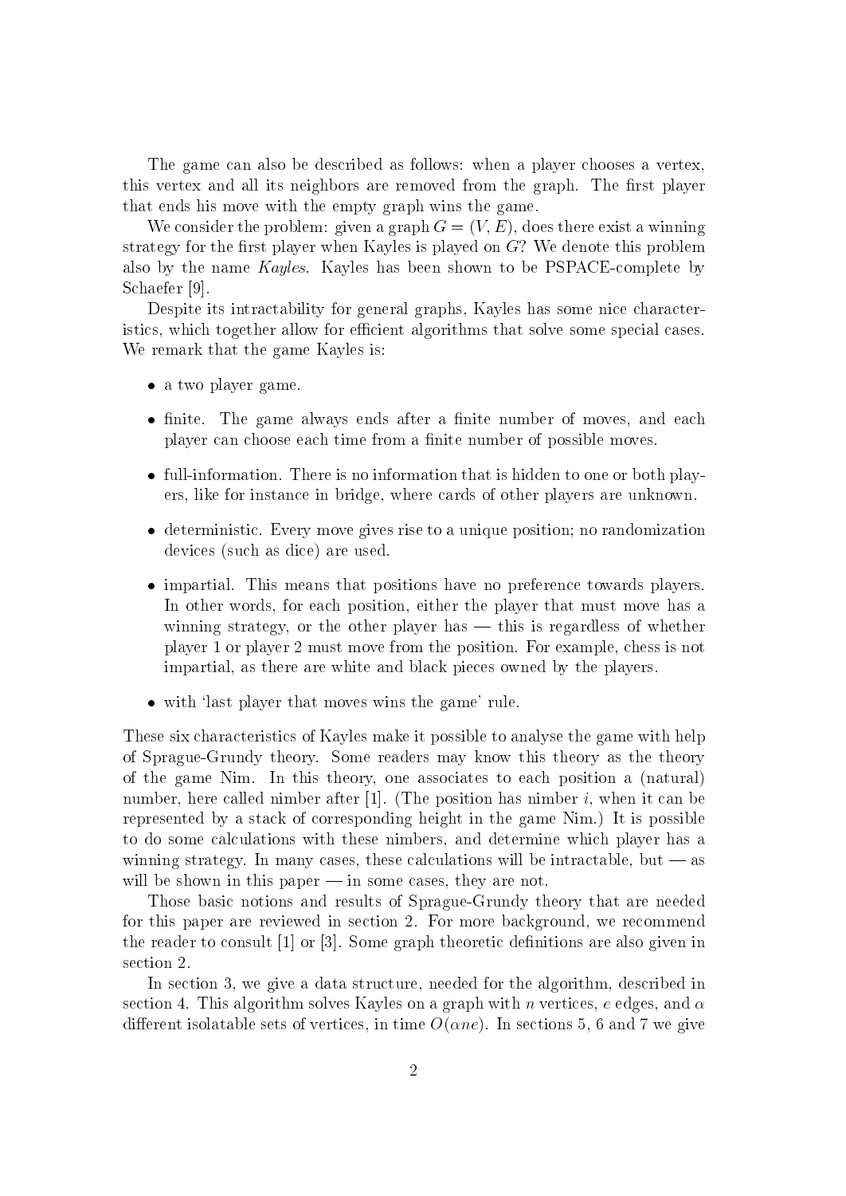The game can also be described as follows: when a player chooses a vertex, this vertex and all its neighbors are removed from the graph. The first player that ends his move with the empty graph wins the game.

We consider the problem: given a graph $G = (V, E)$, does there exist a winning strategy for the first player when Kayles is played on $G$? We denote this problem also by the name *Kayles*. Kayles has been shown to be PSPACE-complete by Schaefer [9].

Despite its intractability for general graphs, Kayles has some nice characteristics, which together allow for efficient algorithms that solve some special cases. We remark that the game Kayles is:

- a two player game.
- finite. The game always ends after a finite number of moves, and each player can choose each time from a finite number of possible moves.
- full-information. There is no information that is hidden to one or both players, like for instance in bridge, where cards of other players are unknown.
- deterministic. Every move gives rise to a unique position; no randomization devices (such as dice) are used.
- impartial. This means that positions have no preference towards players. In other words, for each position, either the player that must move has a winning strategy, or the other player has — this is regardless of whether player 1 or player 2 must move from the position. For example, chess is not impartial, as there are white and black pieces owned by the players.
- with 'last player that moves wins the game' rule.

These six characteristics of Kayles make it possible to analyse the game with help of Sprague-Grundy theory. Some readers may know this theory as the theory of the game Nim. In this theory, one associates to each position a (natural) number, here called nimber after [1]. (The position has nimber $i$, when it can be represented by a stack of corresponding height in the game Nim.) It is possible to do some calculations with these nimbers, and determine which player has a winning strategy. In many cases, these calculations will be intractable, but — as will be shown in this paper — in some cases, they are not.

Those basic notions and results of Sprague-Grundy theory that are needed for this paper are reviewed in section 2. For more background, we recommend the reader to consult [1] or [3]. Some graph theoretic definitions are also given in section 2.

In section 3, we give a data structure, needed for the algorithm, described in section 4. This algorithm solves Kayles on a graph with $n$ vertices, $e$ edges, and $\alpha$ different isolatable sets of vertices, in time $O(\alpha n e)$. In sections 5, 6 and 7 we give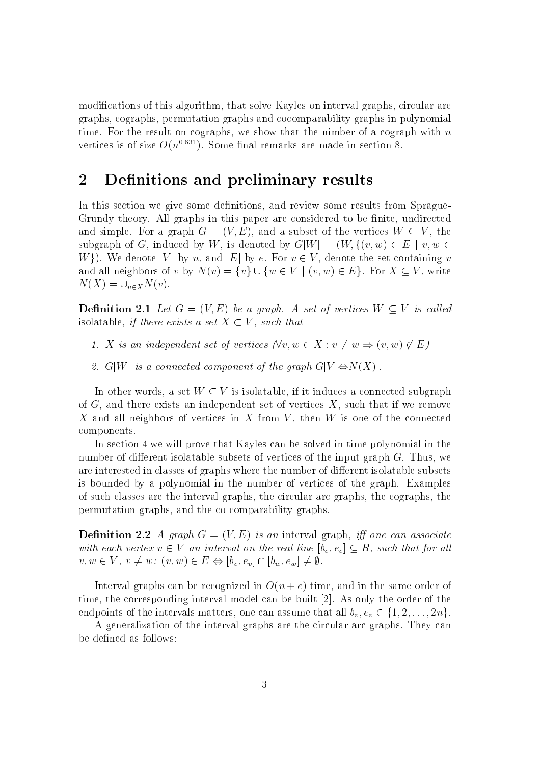modifications of this algorithm, that solve Kayles on interval graphs, circular arc graphs, cographs, permutation graphs and cocomparability graphs in polynomial time. For the result on cographs, we show that the nimber of a cograph with $n$ vertices is of size $O(n^{0.631})$. Some final remarks are made in section 8.

## 2 Definitions and preliminary results

In this section we give some definitions, and review some results from Sprague-Grundy theory. All graphs in this paper are considered to be finite, undirected and simple. For a graph $G = (V, E)$, and a subset of the vertices $W \subseteq V$, the subgraph of $G$, induced by $W$, is denoted by $G[W] = (W, \{(v, w) \in E \mid v, w \in W\})$. We denote $|V|$ by $n$, and $|E|$ by $e$. For $v \in V$, denote the set containing $v$ and all neighbors of $v$ by $N(v) = \{v\} \cup \{w \in V \mid (v, w) \in E\}$. For $X \subseteq V$, write $N(X) = \cup_{v \in X} N(v)$.

**Definition 2.1** *Let $G = (V, E)$ be a graph. A set of vertices $W \subseteq V$ is called* isolatable*, if there exists a set $X \subset V$, such that*

1. *$X$ is an independent set of vertices ($\forall v, w \in X : v \neq w \Rightarrow (v, w) \notin E$)*
2. *$G[W]$ is a connected component of the graph $G[V - N(X)]$.*

In other words, a set $W \subseteq V$ is isolatable, if it induces a connected subgraph of $G$, and there exists an independent set of vertices $X$, such that if we remove $X$ and all neighbors of vertices in $X$ from $V$, then $W$ is one of the connected components.

In section 4 we will prove that Kayles can be solved in time polynomial in the number of different isolatable subsets of vertices of the input graph $G$. Thus, we are interested in classes of graphs where the number of different isolatable subsets is bounded by a polynomial in the number of vertices of the graph. Examples of such classes are the interval graphs, the circular arc graphs, the cographs, the permutation graphs, and the co-comparability graphs.

**Definition 2.2** *A graph $G = (V, E)$ is an* interval *graph, iff one can associate with each vertex $v \in V$ an interval on the real line $[b_v, e_v] \subseteq R$, such that for all $v, w \in V$, $v \neq w$: $(v, w) \in E \Leftrightarrow [b_v, e_v] \cap [b_w, e_w] \neq \emptyset$.*

Interval graphs can be recognized in $O(n + e)$ time, and in the same order of time, the corresponding interval model can be built [2]. As only the order of the endpoints of the intervals matters, one can assume that all $b_v, e_v \in \{1, 2, \ldots, 2n\}$.

A generalization of the interval graphs are the circular arc graphs. They can be defined as follows: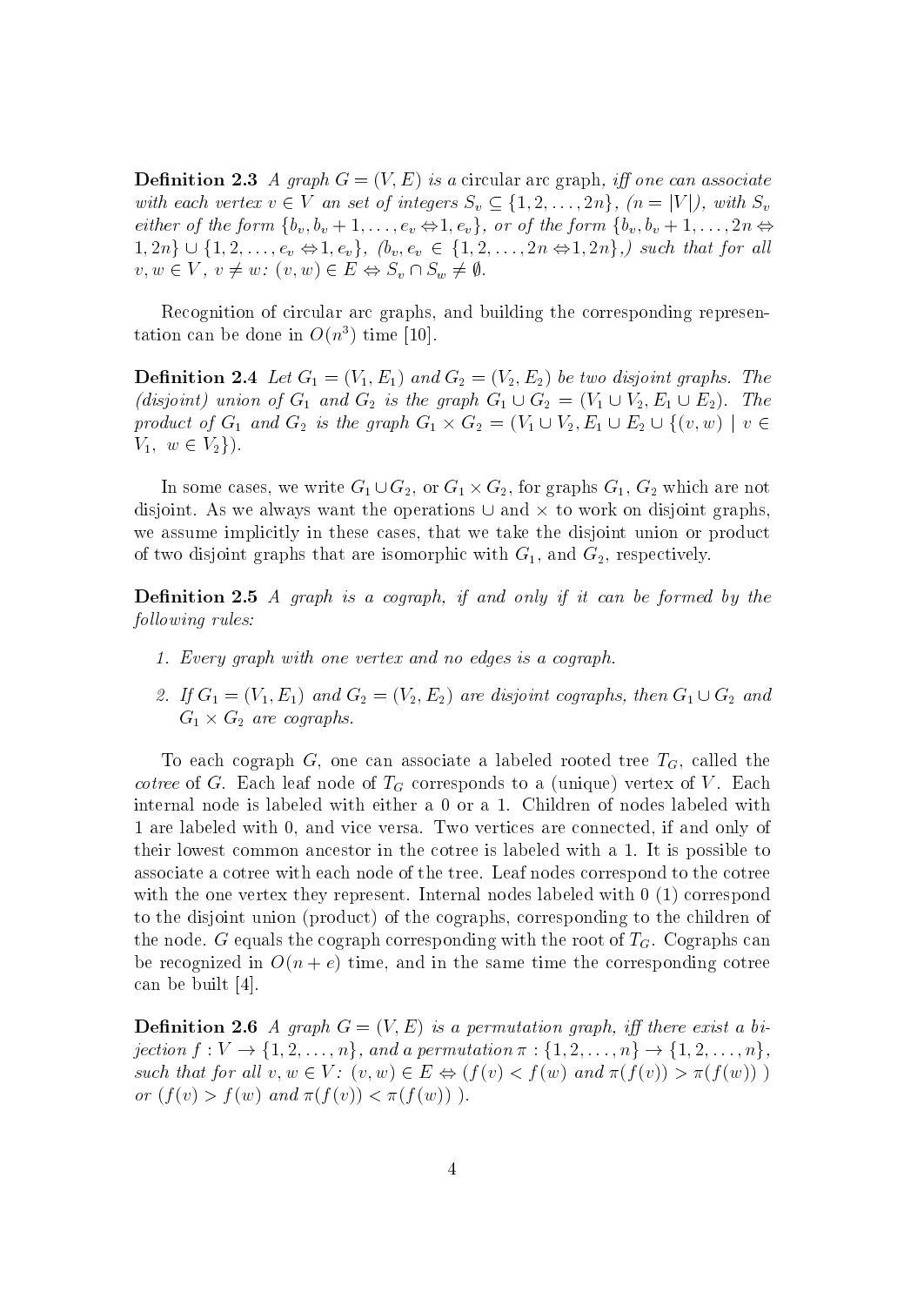**Definition 2.3** *A graph $G = (V, E)$ is a* circular arc graph*, iff one can associate with each vertex $v \in V$ an set of integers $S_v \subseteq \{1, 2, \ldots, 2n\}$, $(n = |V|)$, with $S_v$ either of the form $\{b_v, b_v + 1, \ldots, e_v \Leftrightarrow 1, e_v\}$, or of the form $\{b_v, b_v + 1, \ldots, 2n \Leftrightarrow 1, 2n\} \cup \{1, 2, \ldots, e_v \Leftrightarrow 1, e_v\}$, $(b_v, e_v \in \{1, 2, \ldots, 2n \Leftrightarrow 1, 2n\}$,) such that for all $v, w \in V$, $v \neq w$: $(v, w) \in E \Leftrightarrow S_v \cap S_w \neq \emptyset$.*

Recognition of circular arc graphs, and building the corresponding representation can be done in $O(n^3)$ time [10].

**Definition 2.4** *Let $G_1 = (V_1, E_1)$ and $G_2 = (V_2, E_2)$ be two disjoint graphs. The (disjoint) union of $G_1$ and $G_2$ is the graph $G_1 \cup G_2 = (V_1 \cup V_2, E_1 \cup E_2)$. The product of $G_1$ and $G_2$ is the graph $G_1 \times G_2 = (V_1 \cup V_2, E_1 \cup E_2 \cup \{(v, w) \mid v \in V_1,\ w \in V_2\})$.*

In some cases, we write $G_1 \cup G_2$, or $G_1 \times G_2$, for graphs $G_1$, $G_2$ which are not disjoint. As we always want the operations $\cup$ and $\times$ to work on disjoint graphs, we assume implicitly in these cases, that we take the disjoint union or product of two disjoint graphs that are isomorphic with $G_1$, and $G_2$, respectively.

**Definition 2.5** *A graph is a cograph, if and only if it can be formed by the following rules:*

1. *Every graph with one vertex and no edges is a cograph.*
2. *If $G_1 = (V_1, E_1)$ and $G_2 = (V_2, E_2)$ are disjoint cographs, then $G_1 \cup G_2$ and $G_1 \times G_2$ are cographs.*

To each cograph $G$, one can associate a labeled rooted tree $T_G$, called the *cotree* of $G$. Each leaf node of $T_G$ corresponds to a (unique) vertex of $V$. Each internal node is labeled with either a 0 or a 1. Children of nodes labeled with 1 are labeled with 0, and vice versa. Two vertices are connected, if and only of their lowest common ancestor in the cotree is labeled with a 1. It is possible to associate a cotree with each node of the tree. Leaf nodes correspond to the cotree with the one vertex they represent. Internal nodes labeled with 0 (1) correspond to the disjoint union (product) of the cographs, corresponding to the children of the node. $G$ equals the cograph corresponding with the root of $T_G$. Cographs can be recognized in $O(n + e)$ time, and in the same time the corresponding cotree can be built [4].

**Definition 2.6** *A graph $G = (V, E)$ is a permutation graph, iff there exist a bijection $f : V \to \{1, 2, \ldots, n\}$, and a permutation $\pi : \{1, 2, \ldots, n\} \to \{1, 2, \ldots, n\}$, such that for all $v, w \in V$: $(v, w) \in E \Leftrightarrow (f(v) < f(w)$ and $\pi(f(v)) > \pi(f(w))$ ) or $(f(v) > f(w)$ and $\pi(f(v)) < \pi(f(w))$ ).*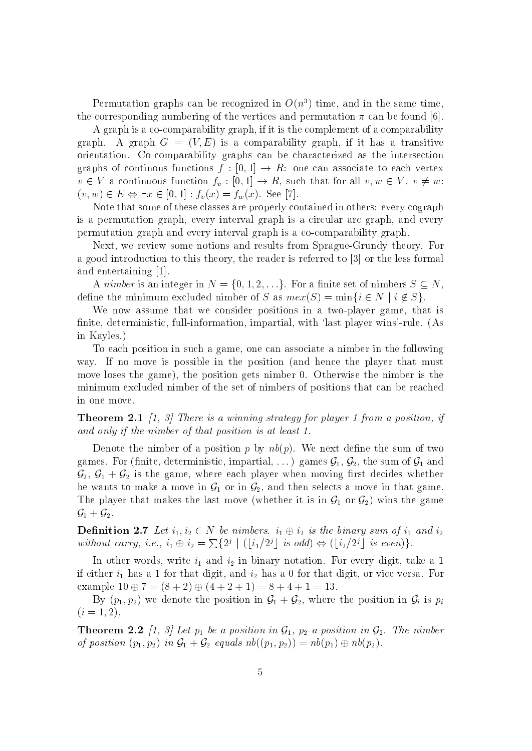Permutation graphs can be recognized in $O(n^3)$ time, and in the same time, the corresponding numbering of the vertices and permutation $\pi$ can be found [6].

A graph is a co-comparability graph, if it is the complement of a comparability graph. A graph $G = (V, E)$ is a comparability graph, if it has a transitive orientation. Co-comparability graphs can be characterized as the intersection graphs of continous functions $f : [0, 1] \to R$: one can associate to each vertex $v \in V$ a continuous function $f_v : [0, 1] \to R$, such that for all $v, w \in V$, $v \neq w$: $(v, w) \in E \Leftrightarrow \exists x \in [0, 1] : f_v(x) = f_w(x)$. See [7].

Note that some of these classes are properly contained in others: every cograph is a permutation graph, every interval graph is a circular arc graph, and every permutation graph and every interval graph is a co-comparability graph.

Next, we review some notions and results from Sprague-Grundy theory. For a good introduction to this theory, the reader is referred to [3] or the less formal and entertaining [1].

A *nimber* is an integer in $N = \{0, 1, 2, \ldots\}$. For a finite set of nimbers $S \subseteq N$, define the minimum excluded nimber of $S$ as $mex(S) = \min\{i \in N \mid i \notin S\}$.

We now assume that we consider positions in a two-player game, that is finite, deterministic, full-information, impartial, with 'last player wins'-rule. (As in Kayles.)

To each position in such a game, one can associate a nimber in the following way. If no move is possible in the position (and hence the player that must move loses the game), the position gets nimber 0. Otherwise the nimber is the minimum excluded nimber of the set of nimbers of positions that can be reached in one move.

**Theorem 2.1** *[1, 3] There is a winning strategy for player 1 from a position, if and only if the nimber of that position is at least 1.*

Denote the nimber of a position $p$ by $nb(p)$. We next define the sum of two games. For (finite, deterministic, impartial, ...) games $\mathcal{G}_1$, $\mathcal{G}_2$, the sum of $\mathcal{G}_1$ and $\mathcal{G}_2$, $\mathcal{G}_1 + \mathcal{G}_2$ is the game, where each player when moving first decides whether he wants to make a move in $\mathcal{G}_1$ or in $\mathcal{G}_2$, and then selects a move in that game. The player that makes the last move (whether it is in $\mathcal{G}_1$ or $\mathcal{G}_2$) wins the game $\mathcal{G}_1 + \mathcal{G}_2$.

**Definition 2.7** *Let $i_1, i_2 \in N$ be nimbers. $i_1 \oplus i_2$ is the binary sum of $i_1$ and $i_2$ without carry, i.e., $i_1 \oplus i_2 = \sum\{2^j \mid (\lfloor i_1/2^j \rfloor \text{ is odd}) \Leftrightarrow (\lfloor i_2/2^j \rfloor \text{ is even})\}$.*

In other words, write $i_1$ and $i_2$ in binary notation. For every digit, take a 1 if either $i_1$ has a 1 for that digit, and $i_2$ has a 0 for that digit, or vice versa. For example $10 \oplus 7 = (8 + 2) \oplus (4 + 2 + 1) = 8 + 4 + 1 = 13$.

By $(p_1, p_2)$ we denote the position in $\mathcal{G}_1 + \mathcal{G}_2$, where the position in $\mathcal{G}_i$ is $p_i$ $(i = 1, 2)$.

**Theorem 2.2** *[1, 3] Let $p_1$ be a position in $\mathcal{G}_1$, $p_2$ a position in $\mathcal{G}_2$. The nimber of position $(p_1, p_2)$ in $\mathcal{G}_1 + \mathcal{G}_2$ equals $nb((p_1, p_2)) = nb(p_1) \oplus nb(p_2)$.*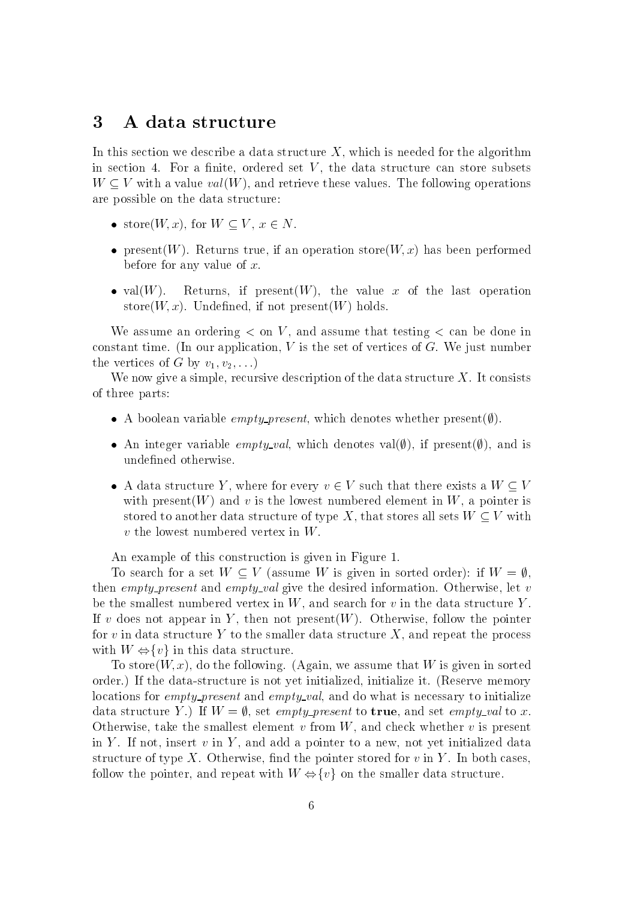## 3 A data structure

In this section we describe a data structure $X$, which is needed for the algorithm in section 4. For a finite, ordered set $V$, the data structure can store subsets $W \subseteq V$ with a value $val(W)$, and retrieve these values. The following operations are possible on the data structure:

- store$(W, x)$, for $W \subseteq V$, $x \in N$.
- present$(W)$. Returns true, if an operation store$(W, x)$ has been performed before for any value of $x$.
- val$(W)$. Returns, if present$(W)$, the value $x$ of the last operation store$(W, x)$. Undefined, if not present$(W)$ holds.

We assume an ordering $<$ on $V$, and assume that testing $<$ can be done in constant time. (In our application, $V$ is the set of vertices of $G$. We just number the vertices of $G$ by $v_1, v_2, \ldots$)

We now give a simple, recursive description of the data structure $X$. It consists of three parts:

- A boolean variable *empty_present*, which denotes whether present$(\emptyset)$.
- An integer variable *empty_val*, which denotes val$(\emptyset)$, if present$(\emptyset)$, and is undefined otherwise.
- A data structure $Y$, where for every $v \in V$ such that there exists a $W \subseteq V$ with present$(W)$ and $v$ is the lowest numbered element in $W$, a pointer is stored to another data structure of type $X$, that stores all sets $W \subseteq V$ with $v$ the lowest numbered vertex in $W$.

An example of this construction is given in Figure 1.

To search for a set $W \subseteq V$ (assume $W$ is given in sorted order): if $W = \emptyset$, then *empty_present* and *empty_val* give the desired information. Otherwise, let $v$ be the smallest numbered vertex in $W$, and search for $v$ in the data structure $Y$. If $v$ does not appear in $Y$, then not present$(W)$. Otherwise, follow the pointer for $v$ in data structure $Y$ to the smaller data structure $X$, and repeat the process with $W \Leftrightarrow \{v\}$ in this data structure.

To store$(W, x)$, do the following. (Again, we assume that $W$ is given in sorted order.) If the data-structure is not yet initialized, initialize it. (Reserve memory locations for *empty_present* and *empty_val*, and do what is necessary to initialize data structure $Y$.) If $W = \emptyset$, set *empty_present* to **true**, and set *empty_val* to $x$. Otherwise, take the smallest element $v$ from $W$, and check whether $v$ is present in $Y$. If not, insert $v$ in $Y$, and add a pointer to a new, not yet initialized data structure of type $X$. Otherwise, find the pointer stored for $v$ in $Y$. In both cases, follow the pointer, and repeat with $W \Leftrightarrow \{v\}$ on the smaller data structure.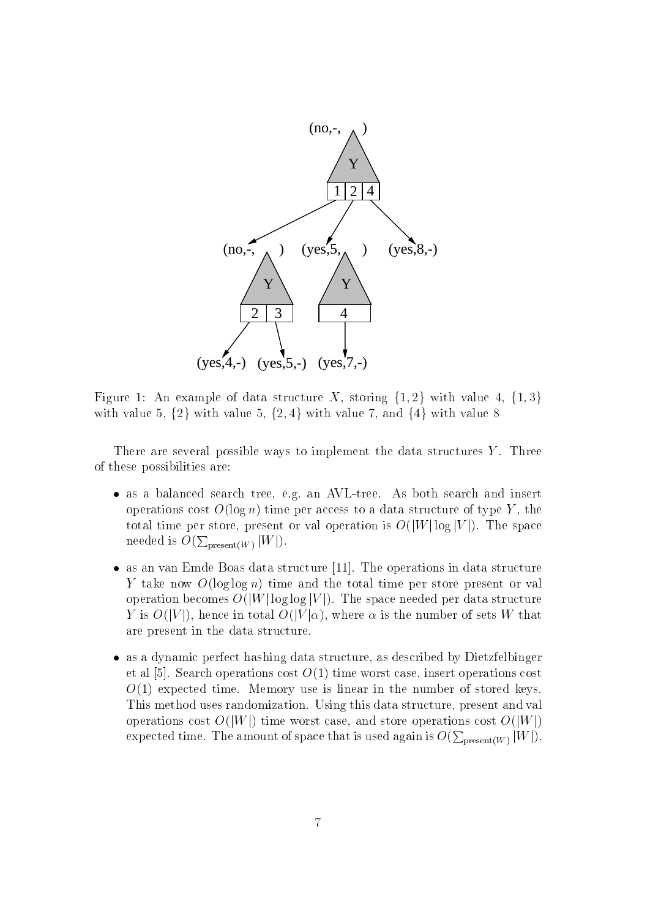Figure 1: An example of data structure $X$, storing $\{1,2\}$ with value 4, $\{1,3\}$ with value 5, $\{2\}$ with value 5, $\{2,4\}$ with value 7, and $\{4\}$ with value 8

There are several possible ways to implement the data structures $Y$. Three of these possibilities are:

- as a balanced search tree, e.g. an AVL-tree. As both search and insert operations cost $O(\log n)$ time per access to a data structure of type $Y$, the total time per store, present or val operation is $O(|W| \log |V|)$. The space needed is $O(\sum_{\text{present}(W)} |W|)$.
- as an van Emde Boas data structure [11]. The operations in data structure $Y$ take now $O(\log \log n)$ time and the total time per store present or val operation becomes $O(|W| \log \log |V|)$. The space needed per data structure $Y$ is $O(|V|)$, hence in total $O(|V|\alpha)$, where $\alpha$ is the number of sets $W$ that are present in the data structure.
- as a dynamic perfect hashing data structure, as described by Dietzfelbinger et al [5]. Search operations cost $O(1)$ time worst case, insert operations cost $O(1)$ expected time. Memory use is linear in the number of stored keys. This method uses randomization. Using this data structure, present and val operations cost $O(|W|)$ time worst case, and store operations cost $O(|W|)$ expected time. The amount of space that is used again is $O(\sum_{\text{present}(W)} |W|)$.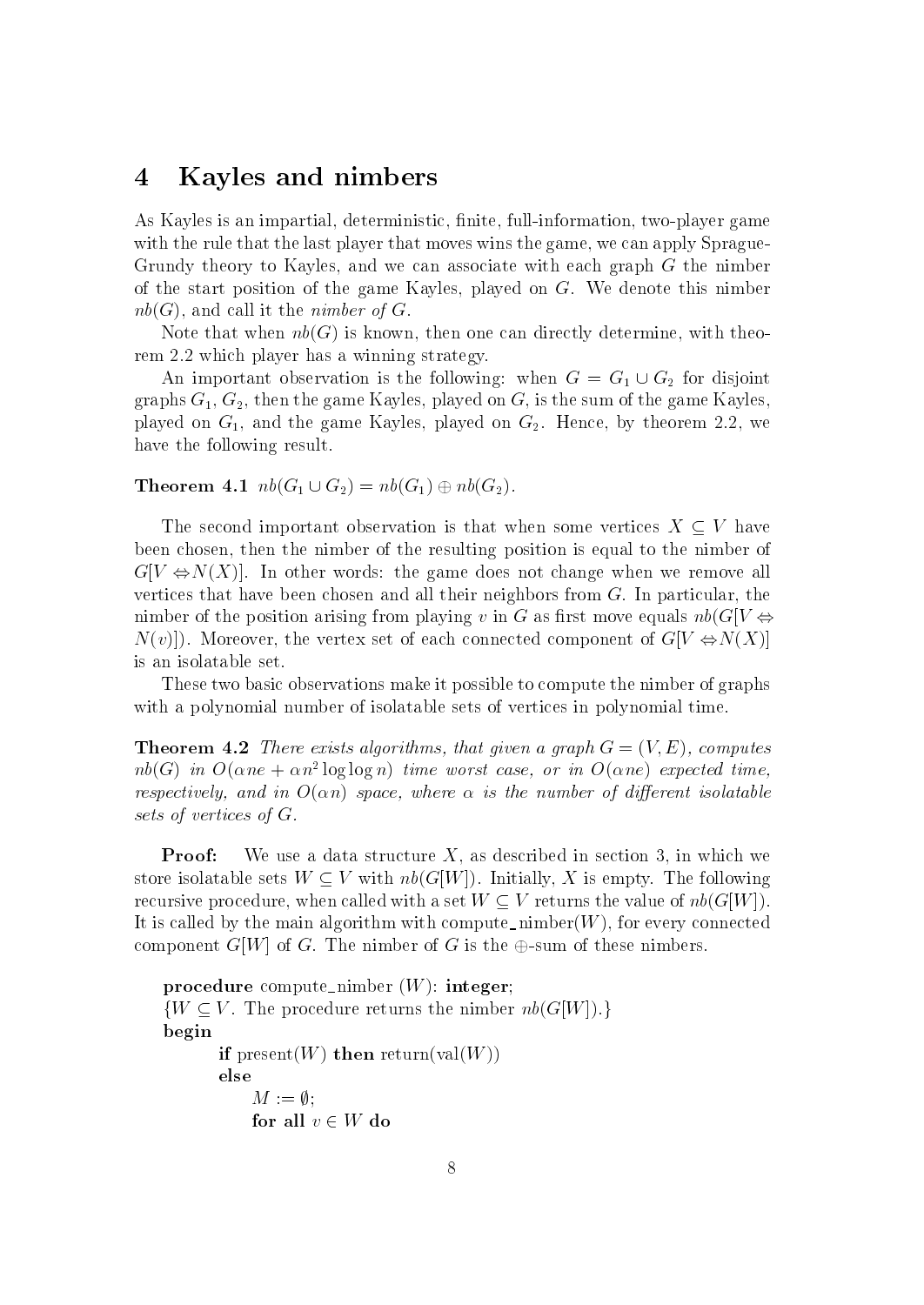## 4 Kayles and nimbers

As Kayles is an impartial, deterministic, finite, full-information, two-player game with the rule that the last player that moves wins the game, we can apply Sprague-Grundy theory to Kayles, and we can associate with each graph $G$ the nimber of the start position of the game Kayles, played on $G$. We denote this nimber $nb(G)$, and call it the *nimber of* $G$.

Note that when $nb(G)$ is known, then one can directly determine, with theorem 2.2 which player has a winning strategy.

An important observation is the following: when $G = G_1 \cup G_2$ for disjoint graphs $G_1, G_2$, then the game Kayles, played on $G$, is the sum of the game Kayles, played on $G_1$, and the game Kayles, played on $G_2$. Hence, by theorem 2.2, we have the following result.

**Theorem 4.1** $nb(G_1 \cup G_2) = nb(G_1) \oplus nb(G_2)$.

The second important observation is that when some vertices $X \subseteq V$ have been chosen, then the nimber of the resulting position is equal to the nimber of $G[V \Leftrightarrow N(X)]$. In other words: the game does not change when we remove all vertices that have been chosen and all their neighbors from $G$. In particular, the nimber of the position arising from playing $v$ in $G$ as first move equals $nb(G[V \Leftrightarrow N(v)])$. Moreover, the vertex set of each connected component of $G[V \Leftrightarrow N(X)]$ is an isolatable set.

These two basic observations make it possible to compute the nimber of graphs with a polynomial number of isolatable sets of vertices in polynomial time.

**Theorem 4.2** *There exists algorithms, that given a graph $G = (V, E)$, computes $nb(G)$ in $O(\alpha ne + \alpha n^2 \log\log n)$ time worst case, or in $O(\alpha ne)$ expected time, respectively, and in $O(\alpha n)$ space, where $\alpha$ is the number of different isolatable sets of vertices of $G$.*

**Proof:** We use a data structure $X$, as described in section 3, in which we store isolatable sets $W \subseteq V$ with $nb(G[W])$. Initially, $X$ is empty. The following recursive procedure, when called with a set $W \subseteq V$ returns the value of $nb(G[W])$. It is called by the main algorithm with compute_nimber($W$), for every connected component $G[W]$ of $G$. The nimber of $G$ is the $\oplus$-sum of these nimbers.

**procedure** compute_nimber ($W$): **integer**;
{$W \subseteq V$. The procedure returns the nimber $nb(G[W])$.}
**begin**
  **if** present($W$) **then** return(val($W$))
  **else**
    $M := \emptyset$;
    **for all** $v \in W$ **do**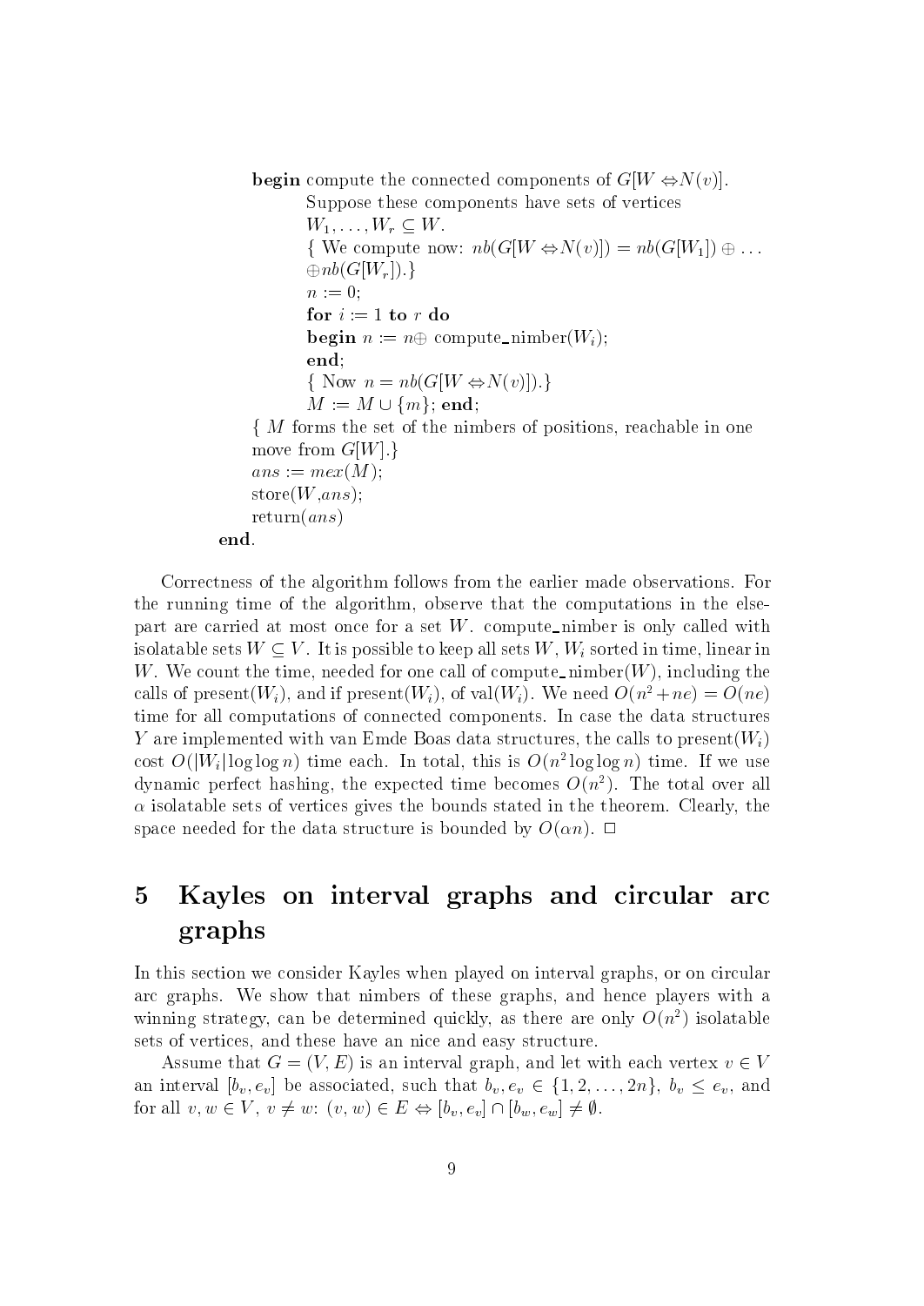```
        begin compute the connected components of G[W − N(v)].
              Suppose these components have sets of vertices
              W_1, ..., W_r ⊆ W.
              { We compute now: nb(G[W − N(v)]) = nb(G[W_1]) ⊕ ...
              ⊕nb(G[W_r]).}
              n := 0;
              for i := 1 to r do
              begin n := n⊕ compute_nimber(W_i);
              end;
              { Now n = nb(G[W − N(v)]).}
              M := M ∪ {m}; end;
        { M forms the set of the nimbers of positions, reachable in one
        move from G[W].}
        ans := mex(M);
        store(W,ans);
        return(ans)
end.
```

Correctness of the algorithm follows from the earlier made observations. For the running time of the algorithm, observe that the computations in the else-part are carried at most once for a set $W$. compute_nimber is only called with isolatable sets $W \subseteq V$. It is possible to keep all sets $W$, $W_i$ sorted in time, linear in $W$. We count the time, needed for one call of compute_nimber($W$), including the calls of present($W_i$), and if present($W_i$), of val($W_i$). We need $O(n^2 + ne) = O(ne)$ time for all computations of connected components. In case the data structures $Y$ are implemented with van Emde Boas data structures, the calls to present($W_i$) cost $O(|W_i| \log \log n)$ time each. In total, this is $O(n^2 \log \log n)$ time. If we use dynamic perfect hashing, the expected time becomes $O(n^2)$. The total over all $\alpha$ isolatable sets of vertices gives the bounds stated in the theorem. Clearly, the space needed for the data structure is bounded by $O(\alpha n)$. □

# 5 Kayles on interval graphs and circular arc graphs

In this section we consider Kayles when played on interval graphs, or on circular arc graphs. We show that nimbers of these graphs, and hence players with a winning strategy, can be determined quickly, as there are only $O(n^2)$ isolatable sets of vertices, and these have an nice and easy structure.

Assume that $G = (V, E)$ is an interval graph, and let with each vertex $v \in V$ an interval $[b_v, e_v]$ be associated, such that $b_v, e_v \in \{1, 2, \ldots, 2n\}$, $b_v \leq e_v$, and for all $v, w \in V$, $v \neq w$: $(v, w) \in E \Leftrightarrow [b_v, e_v] \cap [b_w, e_w] \neq \emptyset$.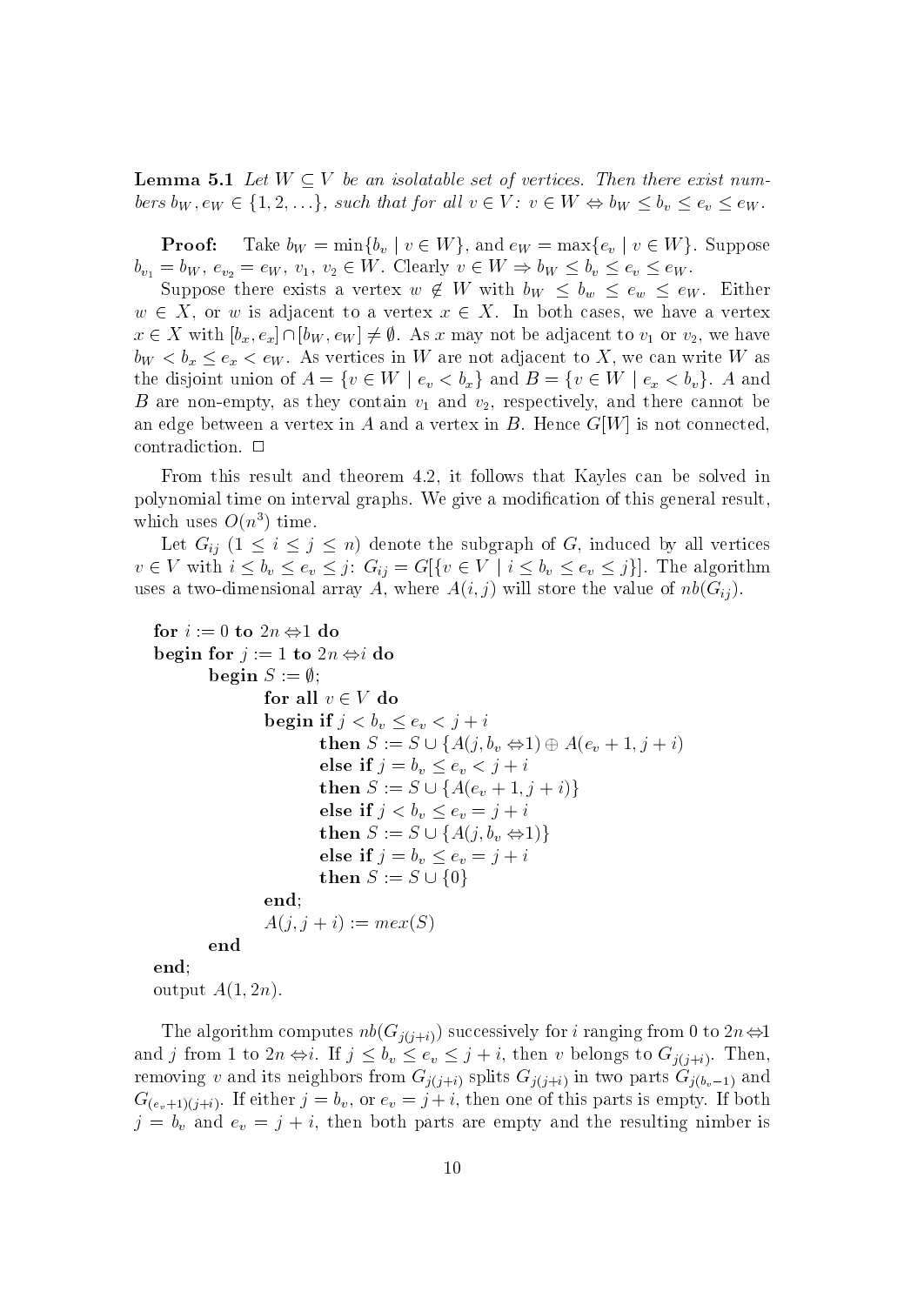**Lemma 5.1** *Let $W \subseteq V$ be an isolatable set of vertices. Then there exist numbers $b_W, e_W \in \{1, 2, \ldots\}$, such that for all $v \in V$: $v \in W \Leftrightarrow b_W \leq b_v \leq e_v \leq e_W$.*

**Proof:** Take $b_W = \min\{b_v \mid v \in W\}$, and $e_W = \max\{e_v \mid v \in W\}$. Suppose $b_{v_1} = b_W$, $e_{v_2} = e_W$, $v_1$, $v_2 \in W$. Clearly $v \in W \Rightarrow b_W \leq b_v \leq e_v \leq e_W$.

Suppose there exists a vertex $w \notin W$ with $b_W \leq b_w \leq e_w \leq e_W$. Either $w \in X$, or $w$ is adjacent to a vertex $x \in X$. In both cases, we have a vertex $x \in X$ with $[b_x, e_x] \cap [b_W, e_W] \neq \emptyset$. As $x$ may not be adjacent to $v_1$ or $v_2$, we have $b_W < b_x \leq e_x < e_W$. As vertices in $W$ are not adjacent to $X$, we can write $W$ as the disjoint union of $A = \{v \in W \mid e_v < b_x\}$ and $B = \{v \in W \mid e_x < b_v\}$. $A$ and $B$ are non-empty, as they contain $v_1$ and $v_2$, respectively, and there cannot be an edge between a vertex in $A$ and a vertex in $B$. Hence $G[W]$ is not connected, contradiction. $\Box$

From this result and theorem 4.2, it follows that Kayles can be solved in polynomial time on interval graphs. We give a modification of this general result, which uses $O(n^3)$ time.

Let $G_{ij}$ $(1 \leq i \leq j \leq n)$ denote the subgraph of $G$, induced by all vertices $v \in V$ with $i \leq b_v \leq e_v \leq j$: $G_{ij} = G[\{v \in V \mid i \leq b_v \leq e_v \leq j\}]$. The algorithm uses a two-dimensional array $A$, where $A(i, j)$ will store the value of $nb(G_{ij})$.

```
for i := 0 to 2n ⇔1 do
begin for j := 1 to 2n ⇔i do
        begin S := ∅;
                for all v ∈ V do
                begin if j < b_v ≤ e_v < j + i
                        then S := S ∪ {A(j, b_v ⇔1) ⊕ A(e_v + 1, j + i)
                        else if j = b_v ≤ e_v < j + i
                        then S := S ∪ {A(e_v + 1, j + i)}
                        else if j < b_v ≤ e_v = j + i
                        then S := S ∪ {A(j, b_v ⇔1)}
                        else if j = b_v ≤ e_v = j + i
                        then S := S ∪ {0}
                end;
                A(j, j + i) := mex(S)
        end
end;
output A(1, 2n).
```

The algorithm computes $nb(G_{j(j+i)})$ successively for $i$ ranging from 0 to $2n ⇔ 1$ and $j$ from 1 to $2n ⇔ i$. If $j \leq b_v \leq e_v \leq j + i$, then $v$ belongs to $G_{j(j+i)}$. Then, removing $v$ and its neighbors from $G_{j(j+i)}$ splits $G_{j(j+i)}$ in two parts $G_{j(b_v - 1)}$ and $G_{(e_v+1)(j+i)}$. If either $j = b_v$, or $e_v = j + i$, then one of this parts is empty. If both $j = b_v$ and $e_v = j + i$, then both parts are empty and the resulting nimber is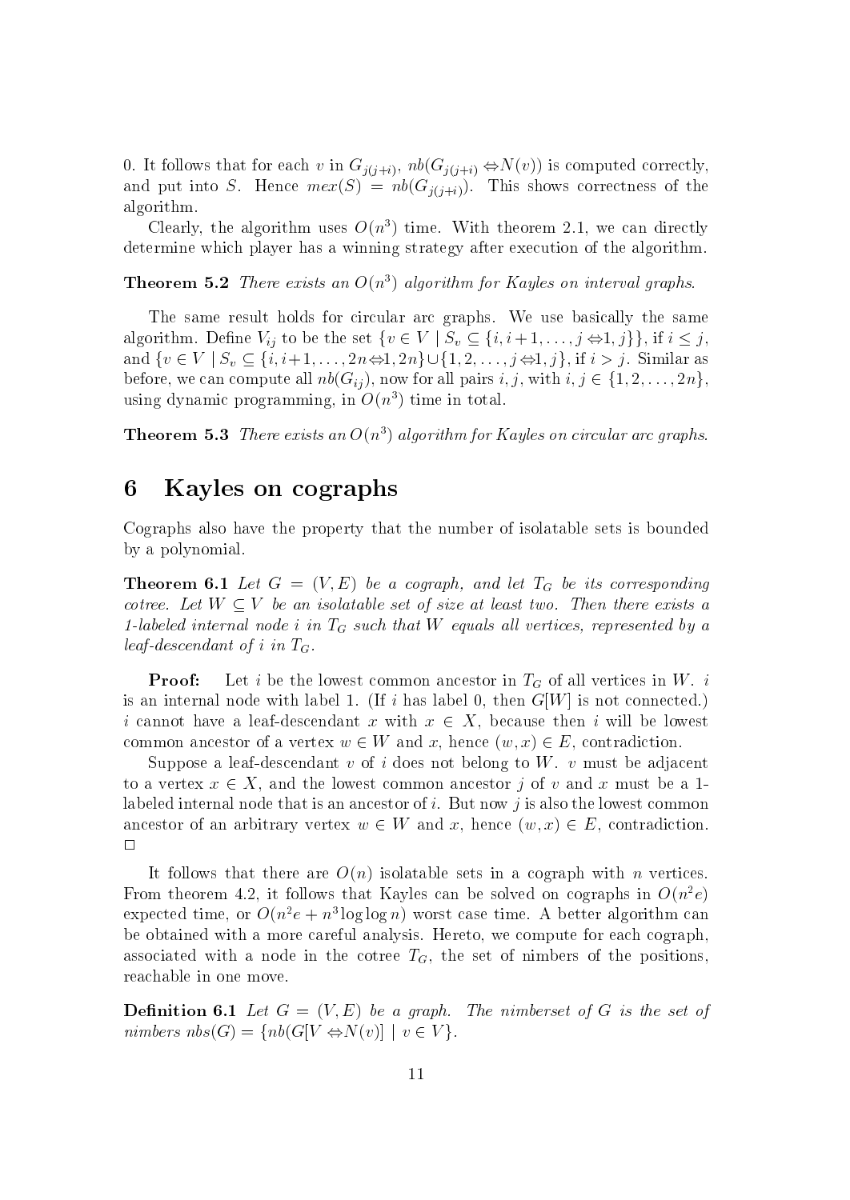0. It follows that for each $v$ in $G_{j(j+i)}$, $nb(G_{j(j+i)} - N(v))$ is computed correctly, and put into $S$. Hence $mex(S) = nb(G_{j(j+i)})$. This shows correctness of the algorithm.

Clearly, the algorithm uses $O(n^3)$ time. With theorem 2.1, we can directly determine which player has a winning strategy after execution of the algorithm.

**Theorem 5.2** *There exists an $O(n^3)$ algorithm for Kayles on interval graphs.*

The same result holds for circular arc graphs. We use basically the same algorithm. Define $V_{ij}$ to be the set $\{v \in V \mid S_v \subseteq \{i, i+1, \ldots, j-1, j\}\}$, if $i \leq j$, and $\{v \in V \mid S_v \subseteq \{i, i+1, \ldots, 2n-1, 2n\} \cup \{1, 2, \ldots, j-1, j\}$, if $i > j$. Similar as before, we can compute all $nb(G_{ij})$, now for all pairs $i, j$, with $i, j \in \{1, 2, \ldots, 2n\}$, using dynamic programming, in $O(n^3)$ time in total.

**Theorem 5.3** *There exists an $O(n^3)$ algorithm for Kayles on circular arc graphs.*

# 6 Kayles on cographs

Cographs also have the property that the number of isolatable sets is bounded by a polynomial.

**Theorem 6.1** *Let $G = (V, E)$ be a cograph, and let $T_G$ be its corresponding cotree. Let $W \subseteq V$ be an isolatable set of size at least two. Then there exists a 1-labeled internal node $i$ in $T_G$ such that $W$ equals all vertices, represented by a leaf-descendant of $i$ in $T_G$.*

**Proof:** Let $i$ be the lowest common ancestor in $T_G$ of all vertices in $W$. $i$ is an internal node with label 1. (If $i$ has label 0, then $G[W]$ is not connected.) $i$ cannot have a leaf-descendant $x$ with $x \in X$, because then $i$ will be lowest common ancestor of a vertex $w \in W$ and $x$, hence $(w, x) \in E$, contradiction.

Suppose a leaf-descendant $v$ of $i$ does not belong to $W$. $v$ must be adjacent to a vertex $x \in X$, and the lowest common ancestor $j$ of $v$ and $x$ must be a 1-labeled internal node that is an ancestor of $i$. But now $j$ is also the lowest common ancestor of an arbitrary vertex $w \in W$ and $x$, hence $(w, x) \in E$, contradiction. □

It follows that there are $O(n)$ isolatable sets in a cograph with $n$ vertices. From theorem 4.2, it follows that Kayles can be solved on cographs in $O(n^2 e)$ expected time, or $O(n^2 e + n^3 \log\log n)$ worst case time. A better algorithm can be obtained with a more careful analysis. Hereto, we compute for each cograph, associated with a node in the cotree $T_G$, the set of nimbers of the positions, reachable in one move.

**Definition 6.1** *Let $G = (V, E)$ be a graph. The nimberset of $G$ is the set of nimbers $nbs(G) = \{nb(G[V - N(v)] \mid v \in V\}$.*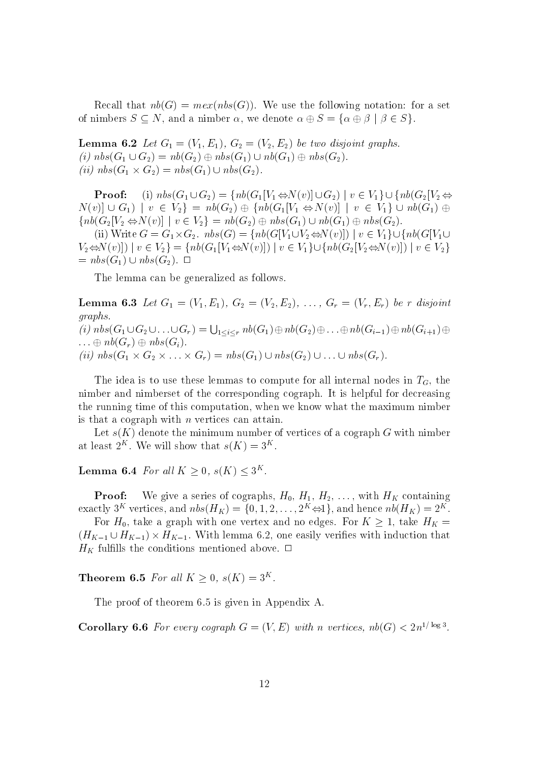Recall that $nb(G) = mex(nbs(G))$. We use the following notation: for a set of nimbers $S \subseteq N$, and a nimber $\alpha$, we denote $\alpha \oplus S = \{\alpha \oplus \beta \mid \beta \in S\}$.

**Lemma 6.2** *Let $G_1 = (V_1, E_1)$, $G_2 = (V_2, E_2)$ be two disjoint graphs.*
*(i) $nbs(G_1 \cup G_2) = nb(G_2) \oplus nbs(G_1) \cup nb(G_1) \oplus nbs(G_2)$.*
*(ii) $nbs(G_1 \times G_2) = nbs(G_1) \cup nbs(G_2)$.*

**Proof:** (i) $nbs(G_1 \cup G_2) = \{nb(G_1[V_1 - N(v)] \cup G_2) \mid v \in V_1\} \cup \{nb(G_2[V_2 - N(v)] \cup G_1) \mid v \in V_2\} = nb(G_2) \oplus \{nb(G_1[V_1 - N(v)] \mid v \in V_1\} \cup nb(G_1) \oplus \{nb(G_2[V_2 - N(v)] \mid v \in V_2\} = nb(G_2) \oplus nbs(G_1) \cup nb(G_1) \oplus nbs(G_2)$.

(ii) Write $G = G_1 \times G_2$. $nbs(G) = \{nb(G[V_1 \cup V_2 - N(v)]) \mid v \in V_1\} \cup \{nb(G[V_1 \cup V_2 - N(v)]) \mid v \in V_2\} = \{nb(G_1[V_1 - N(v)]) \mid v \in V_1\} \cup \{nb(G_2[V_2 - N(v)]) \mid v \in V_2\} = nbs(G_1) \cup nbs(G_2)$. $\Box$

The lemma can be generalized as follows.

**Lemma 6.3** *Let $G_1 = (V_1, E_1)$, $G_2 = (V_2, E_2)$, $\ldots$, $G_r = (V_r, E_r)$ be $r$ disjoint graphs.*
*(i) $nbs(G_1 \cup G_2 \cup \ldots \cup G_r) = \bigcup_{1 \leq i \leq r} nb(G_1) \oplus nb(G_2) \oplus \ldots \oplus nb(G_{i-1}) \oplus nb(G_{i+1}) \oplus \ldots \oplus nb(G_r) \oplus nbs(G_i)$.*
*(ii) $nbs(G_1 \times G_2 \times \ldots \times G_r) = nbs(G_1) \cup nbs(G_2) \cup \ldots \cup nbs(G_r)$.*

The idea is to use these lemmas to compute for all internal nodes in $T_G$, the nimber and nimberset of the corresponding cograph. It is helpful for decreasing the running time of this computation, when we know what the maximum nimber is that a cograph with $n$ vertices can attain.

Let $s(K)$ denote the minimum number of vertices of a cograph $G$ with nimber at least $2^K$. We will show that $s(K) = 3^K$.

**Lemma 6.4** *For all $K \geq 0$, $s(K) \leq 3^K$.*

**Proof:** We give a series of cographs, $H_0$, $H_1$, $H_2$, $\ldots$, with $H_K$ containing exactly $3^K$ vertices, and $nbs(H_K) = \{0, 1, 2, \ldots, 2^K - 1\}$, and hence $nb(H_K) = 2^K$.

For $H_0$, take a graph with one vertex and no edges. For $K \geq 1$, take $H_K = (H_{K-1} \cup H_{K-1}) \times H_{K-1}$. With lemma 6.2, one easily verifies with induction that $H_K$ fulfills the conditions mentioned above. $\Box$

**Theorem 6.5** *For all $K \geq 0$, $s(K) = 3^K$.*

The proof of theorem 6.5 is given in Appendix A.

**Corollary 6.6** *For every cograph $G = (V, E)$ with $n$ vertices, $nb(G) < 2n^{1/\log 3}$.*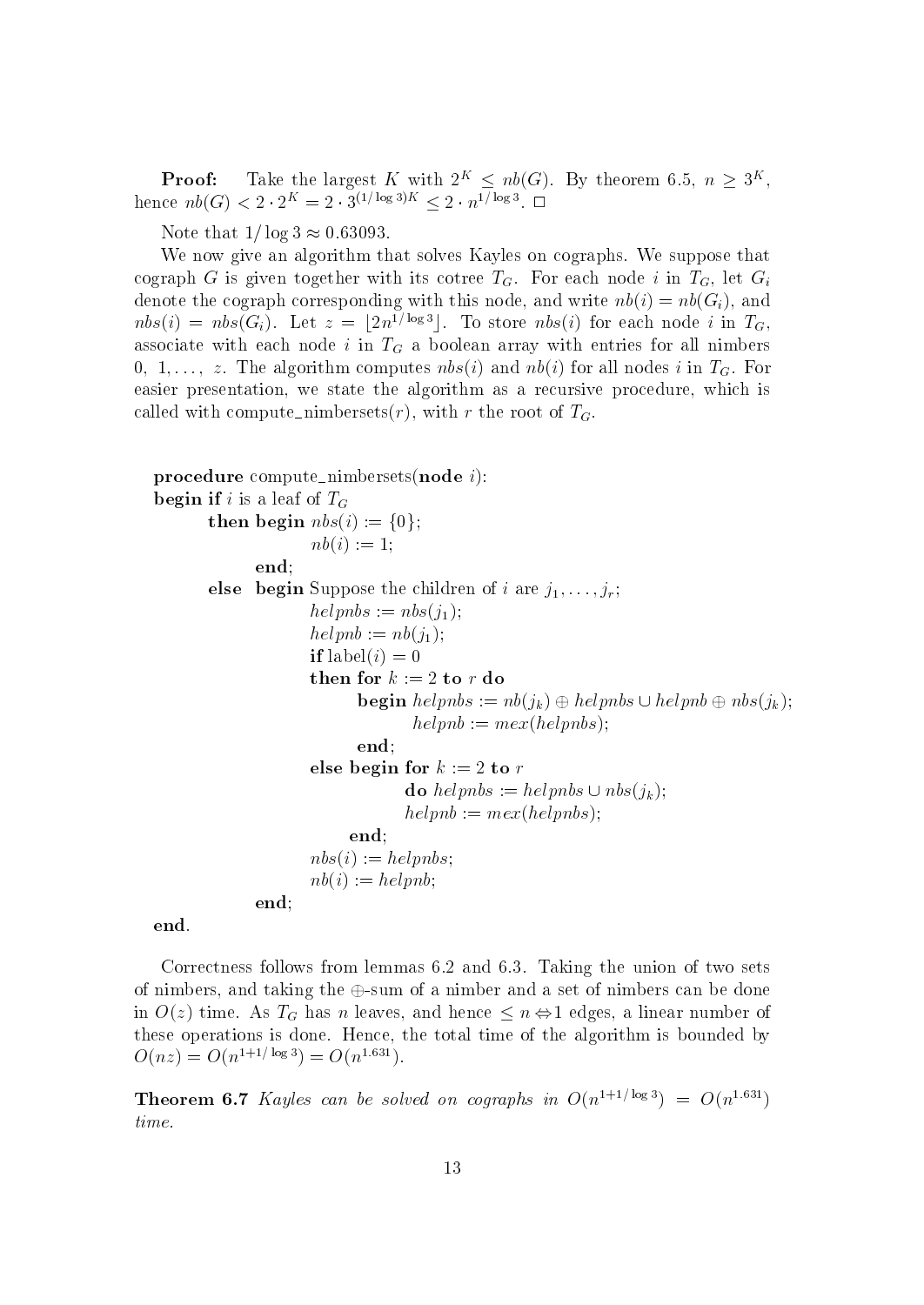**Proof:** Take the largest $K$ with $2^K \leq nb(G)$. By theorem 6.5, $n \geq 3^K$, hence $nb(G) < 2 \cdot 2^K = 2 \cdot 3^{(1/\log 3)K} \leq 2 \cdot n^{1/\log 3}$. □

Note that $1/\log 3 \approx 0.63093$.

We now give an algorithm that solves Kayles on cographs. We suppose that cograph $G$ is given together with its cotree $T_G$. For each node $i$ in $T_G$, let $G_i$ denote the cograph corresponding with this node, and write $nb(i) = nb(G_i)$, and $nbs(i) = nbs(G_i)$. Let $z = \lfloor 2n^{1/\log 3} \rfloor$. To store $nbs(i)$ for each node $i$ in $T_G$, associate with each node $i$ in $T_G$ a boolean array with entries for all nimbers $0, 1, \ldots, z$. The algorithm computes $nbs(i)$ and $nb(i)$ for all nodes $i$ in $T_G$. For easier presentation, we state the algorithm as a recursive procedure, which is called with compute_nimbersets($r$), with $r$ the root of $T_G$.

```
procedure compute_nimbersets(node i):
begin if i is a leaf of T_G
        then begin nbs(i) := {0};
                   nb(i) := 1;
             end;
        else  begin Suppose the children of i are j_1, ..., j_r;
                    helpnbs := nbs(j_1);
                    helpnb := nb(j_1);
                    if label(i) = 0
                    then for k := 2 to r do
                           begin helpnbs := nb(j_k) ⊕ helpnbs ∪ helpnb ⊕ nbs(j_k);
                                 helpnb := mex(helpnbs);
                           end;
                    else begin for k := 2 to r
                               do helpnbs := helpnbs ∪ nbs(j_k);
                               helpnb := mex(helpnbs);
                         end;
                    nbs(i) := helpnbs;
                    nb(i) := helpnb;
              end;
end.
```

Correctness follows from lemmas 6.2 and 6.3. Taking the union of two sets of nimbers, and taking the $\oplus$-sum of a nimber and a set of nimbers can be done in $O(z)$ time. As $T_G$ has $n$ leaves, and hence $\leq n - 1$ edges, a linear number of these operations is done. Hence, the total time of the algorithm is bounded by $O(nz) = O(n^{1+1/\log 3}) = O(n^{1.631})$.

**Theorem 6.7** *Kayles can be solved on cographs in* $O(n^{1+1/\log 3}) = O(n^{1.631})$ *time.*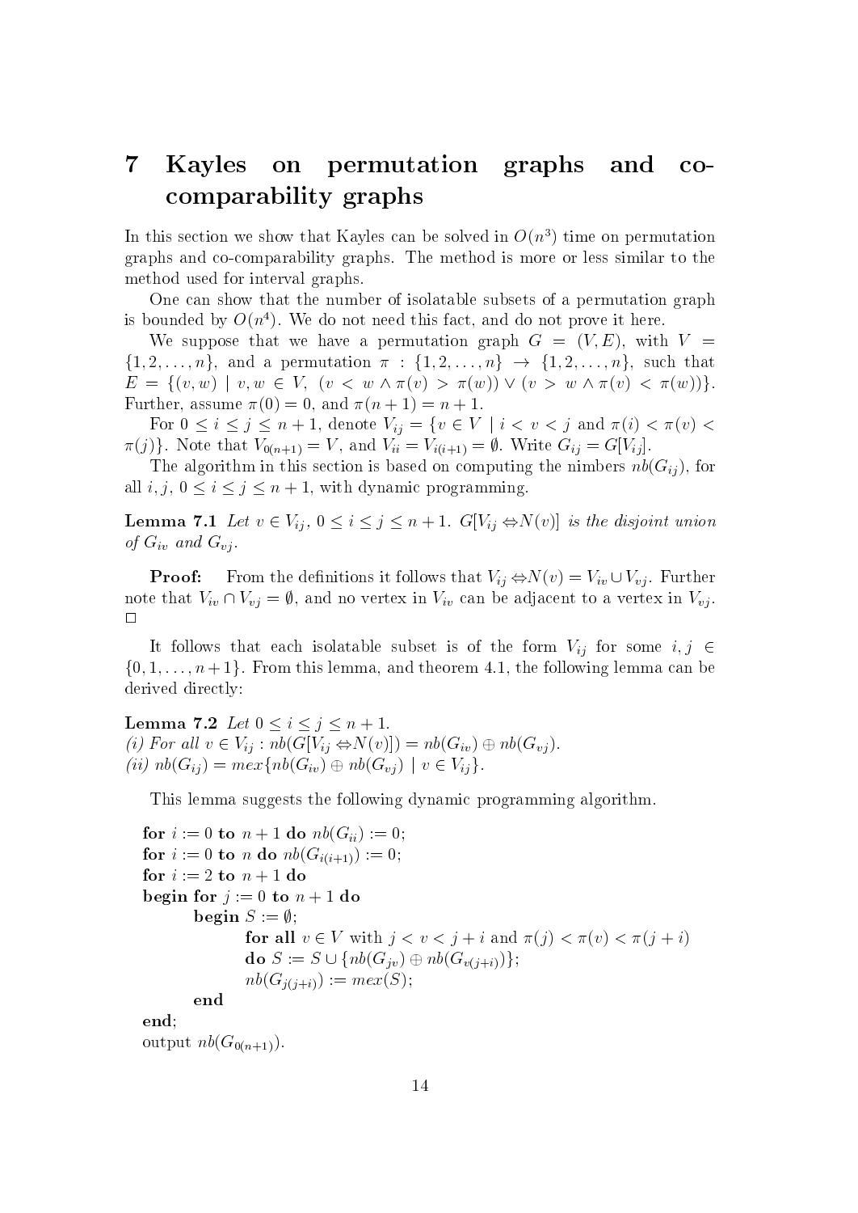# 7 Kayles on permutation graphs and co-comparability graphs

In this section we show that Kayles can be solved in $O(n^3)$ time on permutation graphs and co-comparability graphs. The method is more or less similar to the method used for interval graphs.

One can show that the number of isolatable subsets of a permutation graph is bounded by $O(n^4)$. We do not need this fact, and do not prove it here.

We suppose that we have a permutation graph $G = (V, E)$, with $V = \{1, 2, \ldots, n\}$, and a permutation $\pi : \{1, 2, \ldots, n\} \rightarrow \{1, 2, \ldots, n\}$, such that $E = \{(v, w) \mid v, w \in V,\ (v < w \wedge \pi(v) > \pi(w)) \vee (v > w \wedge \pi(v) < \pi(w))\}$. Further, assume $\pi(0) = 0$, and $\pi(n+1) = n+1$.

For $0 \leq i \leq j \leq n+1$, denote $V_{ij} = \{v \in V \mid i < v < j \text{ and } \pi(i) < \pi(v) < \pi(j)\}$. Note that $V_{0(n+1)} = V$, and $V_{ii} = V_{i(i+1)} = \emptyset$. Write $G_{ij} = G[V_{ij}]$.

The algorithm in this section is based on computing the nimbers $nb(G_{ij})$, for all $i, j$, $0 \leq i \leq j \leq n+1$, with dynamic programming.

**Lemma 7.1** *Let $v \in V_{ij}$, $0 \leq i \leq j \leq n+1$. $G[V_{ij} \Leftrightarrow N(v)]$ is the disjoint union of $G_{iv}$ and $G_{vj}$.*

**Proof:** From the definitions it follows that $V_{ij} \Leftrightarrow N(v) = V_{iv} \cup V_{vj}$. Further note that $V_{iv} \cap V_{vj} = \emptyset$, and no vertex in $V_{iv}$ can be adjacent to a vertex in $V_{vj}$. $\Box$

It follows that each isolatable subset is of the form $V_{ij}$ for some $i, j \in \{0, 1, \ldots, n+1\}$. From this lemma, and theorem 4.1, the following lemma can be derived directly:

**Lemma 7.2** *Let $0 \leq i \leq j \leq n+1$.*
*(i) For all $v \in V_{ij}$ : $nb(G[V_{ij} \Leftrightarrow N(v)]) = nb(G_{iv}) \oplus nb(G_{vj})$.*
*(ii) $nb(G_{ij}) = mex\{nb(G_{iv}) \oplus nb(G_{vj}) \mid v \in V_{ij}\}$.*

This lemma suggests the following dynamic programming algorithm.

```
for i := 0 to n+1 do nb(G_ii) := 0;
for i := 0 to n do nb(G_i(i+1)) := 0;
for i := 2 to n+1 do
begin for j := 0 to n+1 do
      begin S := ∅;
            for all v ∈ V with j < v < j+i and π(j) < π(v) < π(j+i)
            do S := S ∪ {nb(G_jv) ⊕ nb(G_v(j+i))};
            nb(G_j(j+i)) := mex(S);
      end
end;
output nb(G_0(n+1)).
```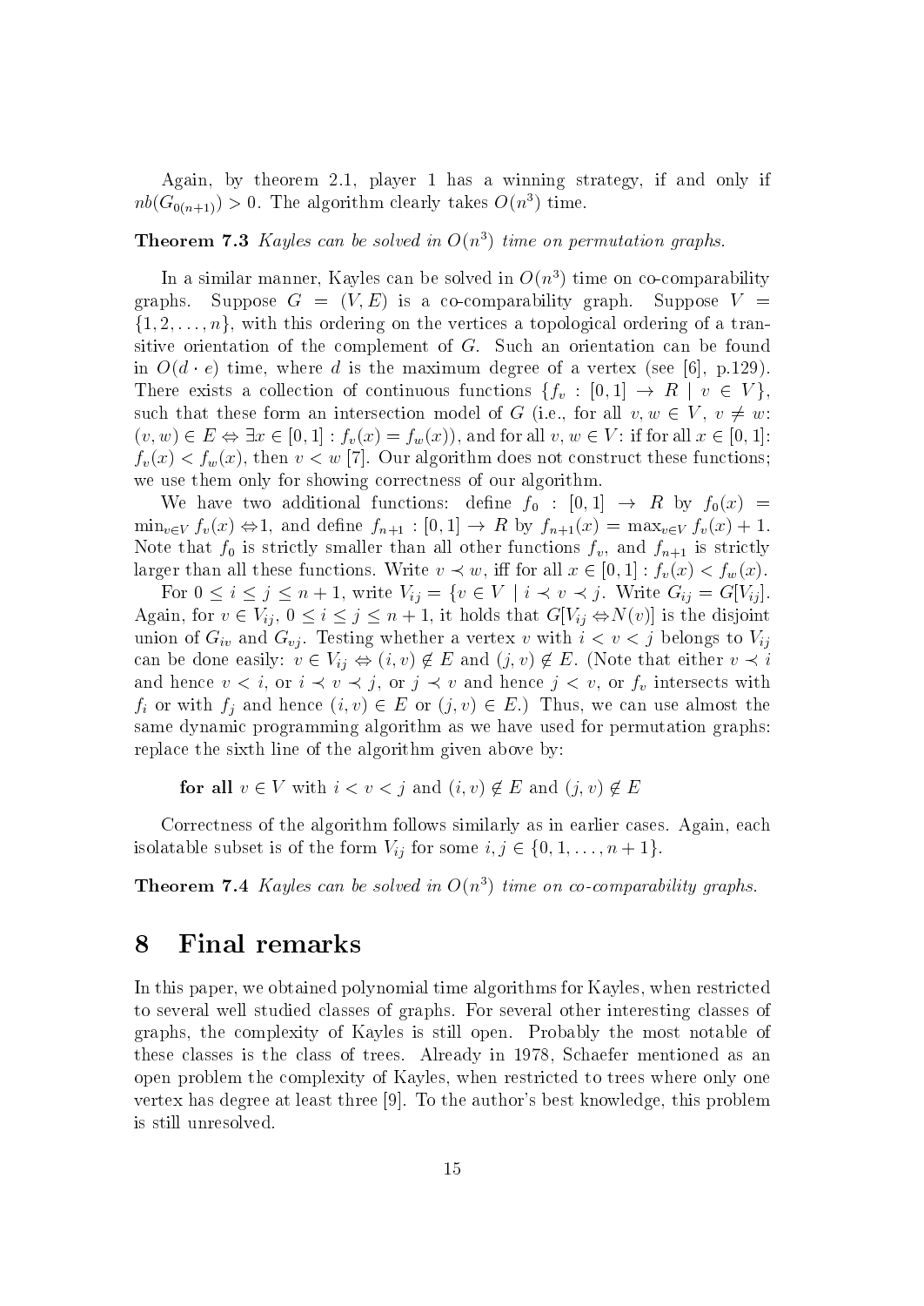Again, by theorem 2.1, player 1 has a winning strategy, if and only if $nb(G_{0(n+1)}) > 0$. The algorithm clearly takes $O(n^3)$ time.

**Theorem 7.3** *Kayles can be solved in $O(n^3)$ time on permutation graphs.*

In a similar manner, Kayles can be solved in $O(n^3)$ time on co-comparability graphs. Suppose $G = (V, E)$ is a co-comparability graph. Suppose $V = \{1, 2, \ldots, n\}$, with this ordering on the vertices a topological ordering of a transitive orientation of the complement of $G$. Such an orientation can be found in $O(d \cdot e)$ time, where $d$ is the maximum degree of a vertex (see [6], p.129). There exists a collection of continuous functions $\{f_v : [0, 1] \to R \mid v \in V\}$, such that these form an intersection model of $G$ (i.e., for all $v, w \in V$, $v \neq w$: $(v, w) \in E \Leftrightarrow \exists x \in [0, 1] : f_v(x) = f_w(x)$), and for all $v, w \in V$: if for all $x \in [0, 1]$: $f_v(x) < f_w(x)$, then $v < w$ [7]. Our algorithm does not construct these functions; we use them only for showing correctness of our algorithm.

We have two additional functions: define $f_0 : [0, 1] \to R$ by $f_0(x) = \min_{v \in V} f_v(x) - 1$, and define $f_{n+1} : [0, 1] \to R$ by $f_{n+1}(x) = \max_{v \in V} f_v(x) + 1$. Note that $f_0$ is strictly smaller than all other functions $f_v$, and $f_{n+1}$ is strictly larger than all these functions. Write $v \prec w$, iff for all $x \in [0, 1] : f_v(x) < f_w(x)$.

For $0 \leq i \leq j \leq n + 1$, write $V_{ij} = \{v \in V \mid i \prec v \prec j$. Write $G_{ij} = G[V_{ij}]$. Again, for $v \in V_{ij}$, $0 \leq i \leq j \leq n + 1$, it holds that $G[V_{ij} - N(v)]$ is the disjoint union of $G_{iv}$ and $G_{vj}$. Testing whether a vertex $v$ with $i < v < j$ belongs to $V_{ij}$ can be done easily: $v \in V_{ij} \Leftrightarrow (i, v) \notin E$ and $(j, v) \notin E$. (Note that either $v \prec i$ and hence $v < i$, or $i \prec v \prec j$, or $j \prec v$ and hence $j < v$, or $f_v$ intersects with $f_i$ or with $f_j$ and hence $(i, v) \in E$ or $(j, v) \in E$.) Thus, we can use almost the same dynamic programming algorithm as we have used for permutation graphs: replace the sixth line of the algorithm given above by:

**for all** $v \in V$ with $i < v < j$ and $(i, v) \notin E$ and $(j, v) \notin E$

Correctness of the algorithm follows similarly as in earlier cases. Again, each isolatable subset is of the form $V_{ij}$ for some $i, j \in \{0, 1, \ldots, n + 1\}$.

**Theorem 7.4** *Kayles can be solved in $O(n^3)$ time on co-comparability graphs.*

# 8 Final remarks

In this paper, we obtained polynomial time algorithms for Kayles, when restricted to several well studied classes of graphs. For several other interesting classes of graphs, the complexity of Kayles is still open. Probably the most notable of these classes is the class of trees. Already in 1978, Schaefer mentioned as an open problem the complexity of Kayles, when restricted to trees where only one vertex has degree at least three [9]. To the author's best knowledge, this problem is still unresolved.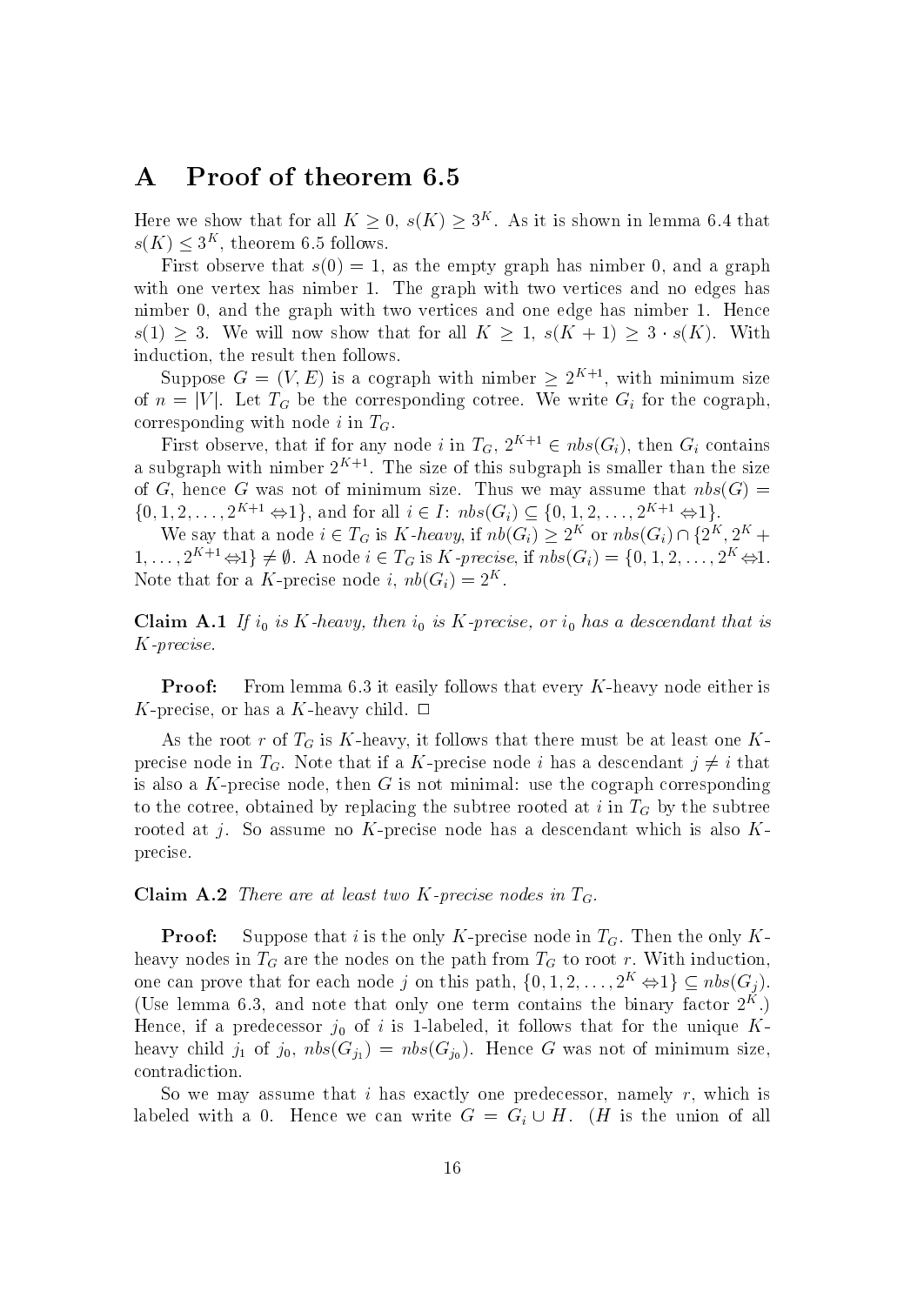# A Proof of theorem 6.5

Here we show that for all $K \geq 0$, $s(K) \geq 3^K$. As it is shown in lemma 6.4 that $s(K) \leq 3^K$, theorem 6.5 follows.

First observe that $s(0) = 1$, as the empty graph has nimber 0, and a graph with one vertex has nimber 1. The graph with two vertices and no edges has nimber 0, and the graph with two vertices and one edge has nimber 1. Hence $s(1) \geq 3$. We will now show that for all $K \geq 1$, $s(K+1) \geq 3 \cdot s(K)$. With induction, the result then follows.

Suppose $G = (V, E)$ is a cograph with nimber $\geq 2^{K+1}$, with minimum size of $n = |V|$. Let $T_G$ be the corresponding cotree. We write $G_i$ for the cograph, corresponding with node $i$ in $T_G$.

First observe, that if for any node $i$ in $T_G$, $2^{K+1} \in nbs(G_i)$, then $G_i$ contains a subgraph with nimber $2^{K+1}$. The size of this subgraph is smaller than the size of $G$, hence $G$ was not of minimum size. Thus we may assume that $nbs(G) = \{0, 1, 2, \ldots, 2^{K+1} - 1\}$, and for all $i \in I$: $nbs(G_i) \subseteq \{0, 1, 2, \ldots, 2^{K+1} - 1\}$.

We say that a node $i \in T_G$ is *K-heavy*, if $nb(G_i) \geq 2^K$ or $nbs(G_i) \cap \{2^K, 2^K + 1, \ldots, 2^{K+1} - 1\} \neq \emptyset$. A node $i \in T_G$ is *K-precise*, if $nbs(G_i) = \{0, 1, 2, \ldots, 2^K - 1$. Note that for a $K$-precise node $i$, $nb(G_i) = 2^K$.

**Claim A.1** *If $i_0$ is $K$-heavy, then $i_0$ is $K$-precise, or $i_0$ has a descendant that is $K$-precise.*

**Proof:** From lemma 6.3 it easily follows that every $K$-heavy node either is $K$-precise, or has a $K$-heavy child. □

As the root $r$ of $T_G$ is $K$-heavy, it follows that there must be at least one $K$-precise node in $T_G$. Note that if a $K$-precise node $i$ has a descendant $j \neq i$ that is also a $K$-precise node, then $G$ is not minimal: use the cograph corresponding to the cotree, obtained by replacing the subtree rooted at $i$ in $T_G$ by the subtree rooted at $j$. So assume no $K$-precise node has a descendant which is also $K$-precise.

**Claim A.2** *There are at least two $K$-precise nodes in $T_G$.*

**Proof:** Suppose that $i$ is the only $K$-precise node in $T_G$. Then the only $K$-heavy nodes in $T_G$ are the nodes on the path from $T_G$ to root $r$. With induction, one can prove that for each node $j$ on this path, $\{0, 1, 2, \ldots, 2^K - 1\} \subseteq nbs(G_j)$. (Use lemma 6.3, and note that only one term contains the binary factor $2^K$.) Hence, if a predecessor $j_0$ of $i$ is 1-labeled, it follows that for the unique $K$-heavy child $j_1$ of $j_0$, $nbs(G_{j_1}) = nbs(G_{j_0})$. Hence $G$ was not of minimum size, contradiction.

So we may assume that $i$ has exactly one predecessor, namely $r$, which is labeled with a 0. Hence we can write $G = G_i \cup H$. ($H$ is the union of all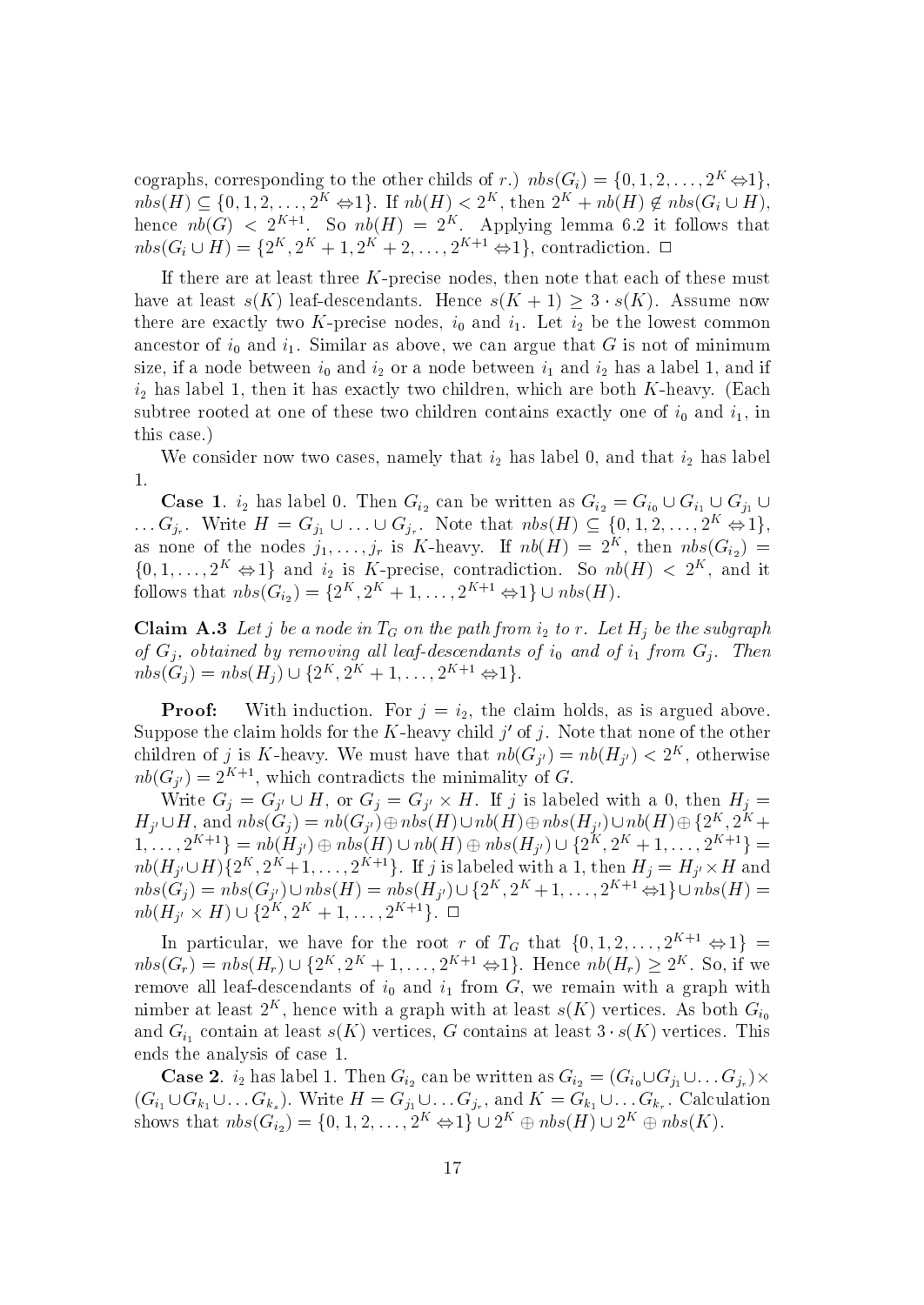cographs, corresponding to the other childs of $r$.) $nbs(G_i) = \{0, 1, 2, \ldots, 2^K - 1\}$, $nbs(H) \subseteq \{0, 1, 2, \ldots, 2^K - 1\}$. If $nb(H) < 2^K$, then $2^K + nb(H) \notin nbs(G_i \cup H)$, hence $nb(G) < 2^{K+1}$. So $nb(H) = 2^K$. Applying lemma 6.2 it follows that $nbs(G_i \cup H) = \{2^K, 2^K + 1, 2^K + 2, \ldots, 2^{K+1} - 1\}$, contradiction. □

If there are at least three $K$-precise nodes, then note that each of these must have at least $s(K)$ leaf-descendants. Hence $s(K+1) \geq 3 \cdot s(K)$. Assume now there are exactly two $K$-precise nodes, $i_0$ and $i_1$. Let $i_2$ be the lowest common ancestor of $i_0$ and $i_1$. Similar as above, we can argue that $G$ is not of minimum size, if a node between $i_0$ and $i_2$ or a node between $i_1$ and $i_2$ has a label 1, and if $i_2$ has label 1, then it has exactly two children, which are both $K$-heavy. (Each subtree rooted at one of these two children contains exactly one of $i_0$ and $i_1$, in this case.)

We consider now two cases, namely that $i_2$ has label 0, and that $i_2$ has label 1.

**Case 1**. $i_2$ has label 0. Then $G_{i_2}$ can be written as $G_{i_2} = G_{i_0} \cup G_{i_1} \cup G_{j_1} \cup \ldots G_{j_r}$. Write $H = G_{j_1} \cup \ldots \cup G_{j_r}$. Note that $nbs(H) \subseteq \{0, 1, 2, \ldots, 2^K - 1\}$, as none of the nodes $j_1, \ldots, j_r$ is $K$-heavy. If $nb(H) = 2^K$, then $nbs(G_{i_2}) = \{0, 1, \ldots, 2^K - 1\}$ and $i_2$ is $K$-precise, contradiction. So $nb(H) < 2^K$, and it follows that $nbs(G_{i_2}) = \{2^K, 2^K + 1, \ldots, 2^{K+1} - 1\} \cup nbs(H)$.

**Claim A.3** *Let $j$ be a node in $T_G$ on the path from $i_2$ to $r$. Let $H_j$ be the subgraph of $G_j$, obtained by removing all leaf-descendants of $i_0$ and of $i_1$ from $G_j$. Then $nbs(G_j) = nbs(H_j) \cup \{2^K, 2^K + 1, \ldots, 2^{K+1} - 1\}$.*

**Proof:** With induction. For $j = i_2$, the claim holds, as is argued above. Suppose the claim holds for the $K$-heavy child $j'$ of $j$. Note that none of the other children of $j$ is $K$-heavy. We must have that $nb(G_{j'}) = nb(H_{j'}) < 2^K$, otherwise $nb(G_{j'}) = 2^{K+1}$, which contradicts the minimality of $G$.

Write $G_j = G_{j'} \cup H$, or $G_j = G_{j'} \times H$. If $j$ is labeled with a 0, then $H_j = H_{j'} \cup H$, and $nbs(G_j) = nb(G_{j'}) \oplus nbs(H) \cup nb(H) \oplus nbs(H_{j'}) \cup nb(H) \oplus \{2^K, 2^K + 1, \ldots, 2^{K+1}\} = nb(H_{j'}) \oplus nbs(H) \cup nb(H) \oplus nbs(H_{j'}) \cup \{2^K, 2^K + 1, \ldots, 2^{K+1}\} = nb(H_{j'} \cup H)\{2^K, 2^K+1, \ldots, 2^{K+1}\}$. If $j$ is labeled with a 1, then $H_j = H_{j'} \times H$ and $nbs(G_j) = nbs(G_{j'}) \cup nbs(H) = nbs(H_{j'}) \cup \{2^K, 2^K + 1, \ldots, 2^{K+1} - 1\} \cup nbs(H) = nb(H_{j'} \times H) \cup \{2^K, 2^K + 1, \ldots, 2^{K+1}\}$. □

In particular, we have for the root $r$ of $T_G$ that $\{0, 1, 2, \ldots, 2^{K+1} - 1\} = nbs(G_r) = nbs(H_r) \cup \{2^K, 2^K + 1, \ldots, 2^{K+1} - 1\}$. Hence $nb(H_r) \geq 2^K$. So, if we remove all leaf-descendants of $i_0$ and $i_1$ from $G$, we remain with a graph with nimber at least $2^K$, hence with a graph with at least $s(K)$ vertices. As both $G_{i_0}$ and $G_{i_1}$ contain at least $s(K)$ vertices, $G$ contains at least $3 \cdot s(K)$ vertices. This ends the analysis of case 1.

**Case 2**. $i_2$ has label 1. Then $G_{i_2}$ can be written as $G_{i_2} = (G_{i_0} \cup G_{j_1} \cup \ldots G_{j_r}) \times (G_{i_1} \cup G_{k_1} \cup \ldots G_{k_s})$. Write $H = G_{j_1} \cup \ldots G_{j_r}$, and $K = G_{k_1} \cup \ldots G_{k_r}$. Calculation shows that $nbs(G_{i_2}) = \{0, 1, 2, \ldots, 2^K - 1\} \cup 2^K \oplus nbs(H) \cup 2^K \oplus nbs(K)$.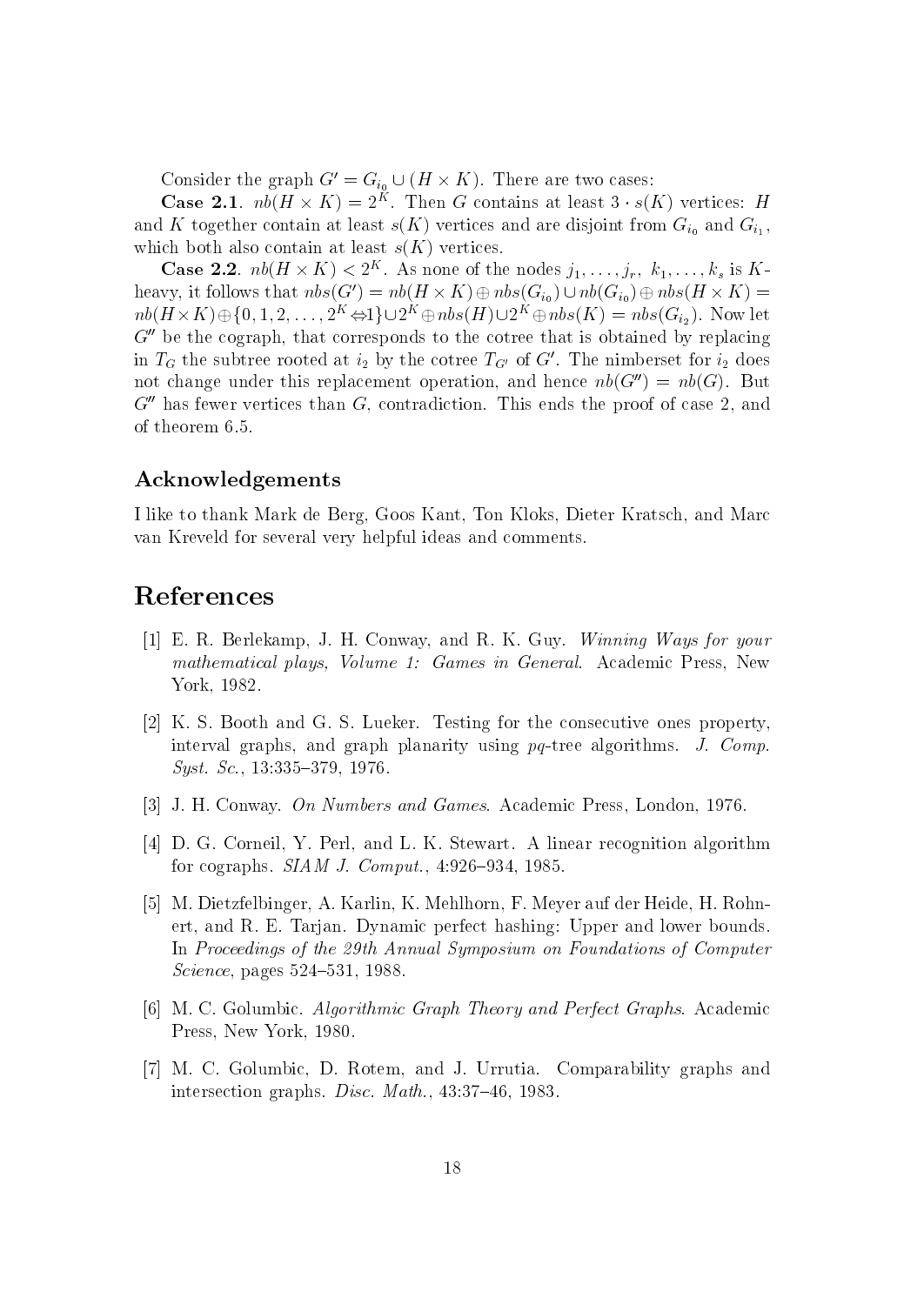Consider the graph $G' = G_{i_0} \cup (H \times K)$. There are two cases:

**Case 2.1**. $nb(H \times K) = 2^K$. Then $G$ contains at least $3 \cdot s(K)$ vertices: $H$ and $K$ together contain at least $s(K)$ vertices and are disjoint from $G_{i_0}$ and $G_{i_1}$, which both also contain at least $s(K)$ vertices.

**Case 2.2**. $nb(H \times K) < 2^K$. As none of the nodes $j_1, \ldots, j_r,\ k_1, \ldots, k_s$ is $K$-heavy, it follows that $nbs(G') = nb(H \times K) \oplus nbs(G_{i_0}) \cup nb(G_{i_0}) \oplus nbs(H \times K) = nb(H \times K) \oplus \{0, 1, 2, \ldots, 2^K - 1\} \cup 2^K \oplus nbs(H) \cup 2^K \oplus nbs(K) = nbs(G_{i_2})$. Now let $G''$ be the cograph, that corresponds to the cotree that is obtained by replacing in $T_G$ the subtree rooted at $i_2$ by the cotree $T_{G'}$ of $G'$. The nimberset for $i_2$ does not change under this replacement operation, and hence $nb(G'') = nb(G)$. But $G''$ has fewer vertices than $G$, contradiction. This ends the proof of case 2, and of theorem 6.5.

### Acknowledgements

I like to thank Mark de Berg, Goos Kant, Ton Kloks, Dieter Kratsch, and Marc van Kreveld for several very helpful ideas and comments.

## References

[1] E. R. Berlekamp, J. H. Conway, and R. K. Guy. *Winning Ways for your mathematical plays, Volume 1: Games in General*. Academic Press, New York, 1982.

[2] K. S. Booth and G. S. Lueker. Testing for the consecutive ones property, interval graphs, and graph planarity using *pq*-tree algorithms. *J. Comp. Syst. Sc.*, 13:335–379, 1976.

[3] J. H. Conway. *On Numbers and Games*. Academic Press, London, 1976.

[4] D. G. Corneil, Y. Perl, and L. K. Stewart. A linear recognition algorithm for cographs. *SIAM J. Comput.*, 4:926–934, 1985.

[5] M. Dietzfelbinger, A. Karlin, K. Mehlhorn, F. Meyer auf der Heide, H. Rohnert, and R. E. Tarjan. Dynamic perfect hashing: Upper and lower bounds. In *Proceedings of the 29th Annual Symposium on Foundations of Computer Science*, pages 524–531, 1988.

[6] M. C. Golumbic. *Algorithmic Graph Theory and Perfect Graphs*. Academic Press, New York, 1980.

[7] M. C. Golumbic, D. Rotem, and J. Urrutia. Comparability graphs and intersection graphs. *Disc. Math.*, 43:37–46, 1983.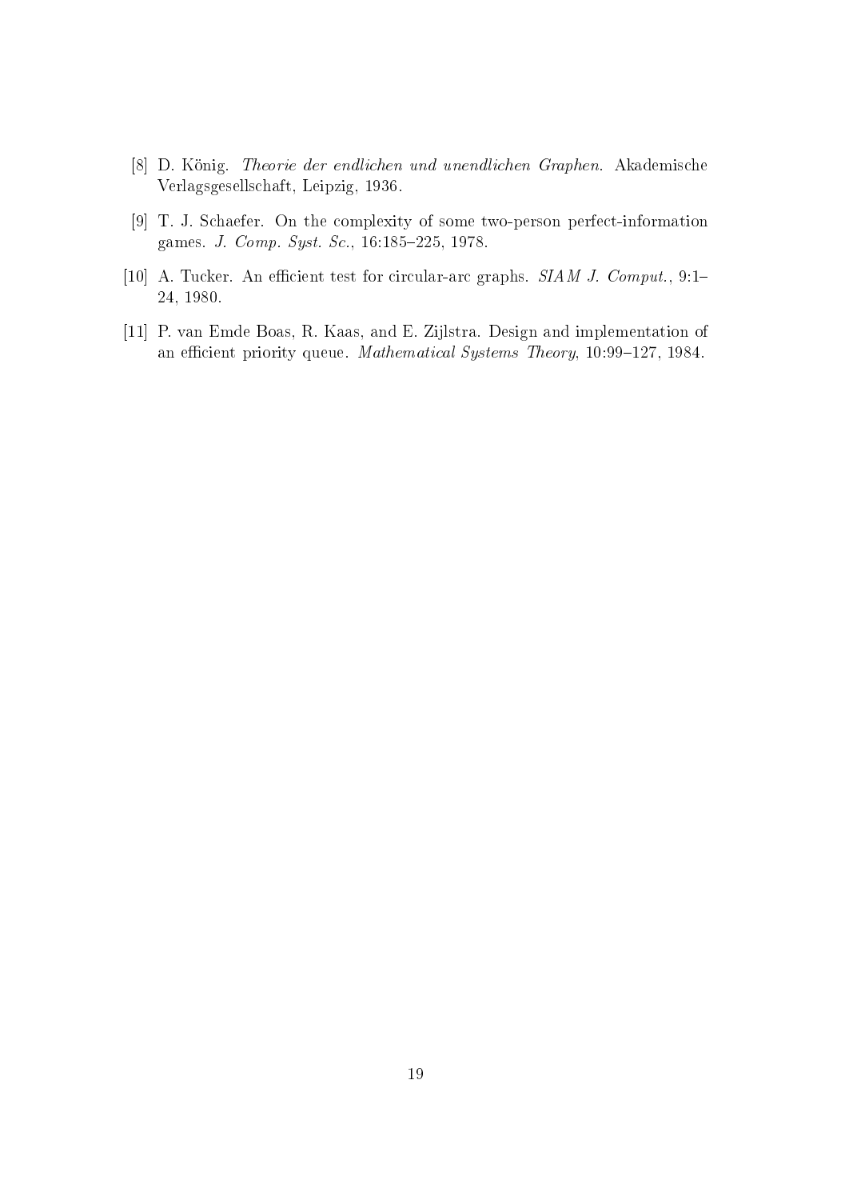[8] D. König. *Theorie der endlichen und unendlichen Graphen*. Akademische Verlagsgesellschaft, Leipzig, 1936.

[9] T. J. Schaefer. On the complexity of some two-person perfect-information games. *J. Comp. Syst. Sc.*, 16:185–225, 1978.

[10] A. Tucker. An efficient test for circular-arc graphs. *SIAM J. Comput.*, 9:1–24, 1980.

[11] P. van Emde Boas, R. Kaas, and E. Zijlstra. Design and implementation of an efficient priority queue. *Mathematical Systems Theory*, 10:99–127, 1984.